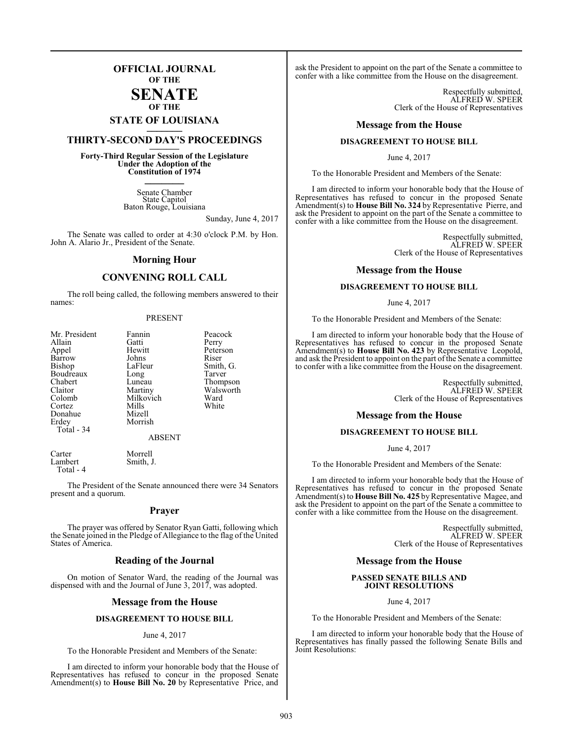# OFFICIAL JOURNAL OF THE SENATE OF THE STATE OF LOUISIANA

## THIRTY-SECOND DAY'S PROCEEDINGS

**Forty-Third Regular Session of the Legislature Under the Adoption of the Constitution of 1974**

Senate Chamber
State Capitol
Baton Rouge, Louisiana

Sunday, June 4, 2017

The Senate was called to order at 4:30 o'clock P.M. by Hon. John A. Alario Jr., President of the Senate.

## Morning Hour

## CONVENING ROLL CALL

The roll being called, the following members answered to their names:

PRESENT

| | | |
|---|---|---|
| Mr. President | Fannin | Peacock |
| Allain | Gatti | Perry |
| Appel | Hewitt | Peterson |
| Barrow | Johns | Riser |
| Bishop | LaFleur | Smith, G. |
| Boudreaux | Long | Tarver |
| Chabert | Luneau | Thompson |
| Claitor | Martiny | Walsworth |
| Colomb | Milkovich | Ward |
| Cortez | Mills | White |
| Donahue | Mizell | |
| Erdey | Morrish | |
| Total - 34 | | |

ABSENT

| | |
|---|---|
| Carter | Morrell |
| Lambert | Smith, J. |
| Total - 4 | |

The President of the Senate announced there were 34 Senators present and a quorum.

## Prayer

The prayer was offered by Senator Ryan Gatti, following which the Senate joined in the Pledge of Allegiance to the flag of the United States of America.

## Reading of the Journal

On motion of Senator Ward, the reading of the Journal was dispensed with and the Journal of June 3, 2017, was adopted.

## Message from the House

### DISAGREEMENT TO HOUSE BILL

June 4, 2017

To the Honorable President and Members of the Senate:

I am directed to inform your honorable body that the House of Representatives has refused to concur in the proposed Senate Amendment(s) to **House Bill No. 20** by Representative Price, and ask the President to appoint on the part of the Senate a committee to confer with a like committee from the House on the disagreement.

Respectfully submitted,
ALFRED W. SPEER
Clerk of the House of Representatives

## Message from the House

### DISAGREEMENT TO HOUSE BILL

June 4, 2017

To the Honorable President and Members of the Senate:

I am directed to inform your honorable body that the House of Representatives has refused to concur in the proposed Senate Amendment(s) to **House Bill No. 324** by Representative Pierre, and ask the President to appoint on the part of the Senate a committee to confer with a like committee from the House on the disagreement.

Respectfully submitted,
ALFRED W. SPEER
Clerk of the House of Representatives

## Message from the House

### DISAGREEMENT TO HOUSE BILL

June 4, 2017

To the Honorable President and Members of the Senate:

I am directed to inform your honorable body that the House of Representatives has refused to concur in the proposed Senate Amendment(s) to **House Bill No. 423** by Representative Leopold, and ask the President to appoint on the part of the Senate a committee to confer with a like committee from the House on the disagreement.

Respectfully submitted,
ALFRED W. SPEER
Clerk of the House of Representatives

## Message from the House

### DISAGREEMENT TO HOUSE BILL

June 4, 2017

To the Honorable President and Members of the Senate:

I am directed to inform your honorable body that the House of Representatives has refused to concur in the proposed Senate Amendment(s) to **House Bill No. 425** by Representative Magee, and ask the President to appoint on the part of the Senate a committee to confer with a like committee from the House on the disagreement.

Respectfully submitted,
ALFRED W. SPEER
Clerk of the House of Representatives

## Message from the House

### PASSED SENATE BILLS AND JOINT RESOLUTIONS

June 4, 2017

To the Honorable President and Members of the Senate:

I am directed to inform your honorable body that the House of Representatives has finally passed the following Senate Bills and Joint Resolutions: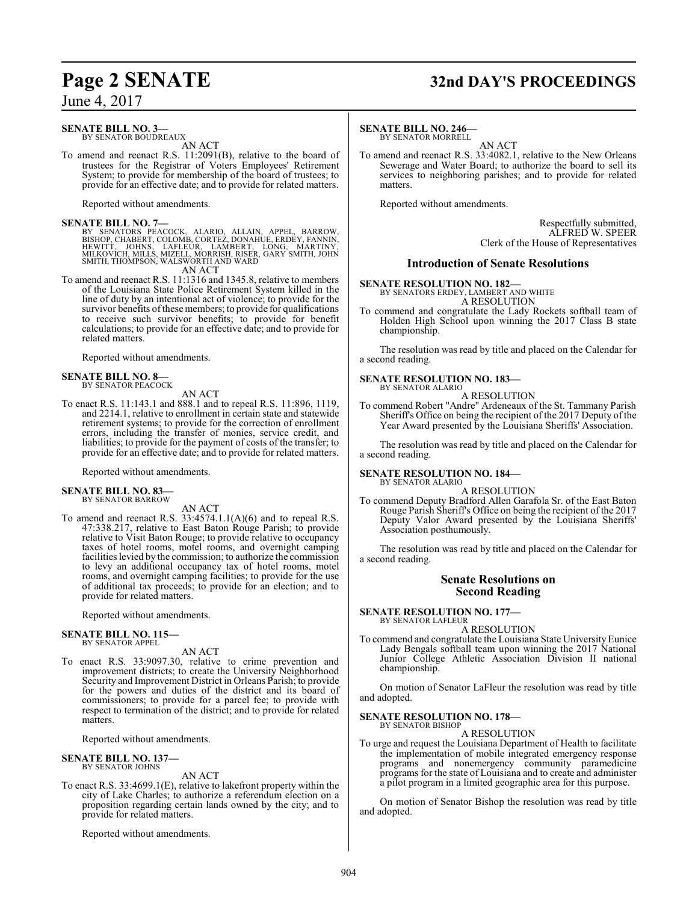**SENATE BILL NO. 3—**
BY SENATOR BOUDREAUX

AN ACT

To amend and reenact R.S. 11:2091(B), relative to the board of trustees for the Registrar of Voters Employees' Retirement System; to provide for membership of the board of trustees; to provide for an effective date; and to provide for related matters.

Reported without amendments.

**SENATE BILL NO. 7—**
BY SENATORS PEACOCK, ALARIO, ALLAIN, APPEL, BARROW, BISHOP, CHABERT, COLOMB, CORTEZ, DONAHUE, ERDEY, FANNIN, HEWITT, JOHNS, LAFLEUR, LAMBERT, LONG, MARTINY, MILKOVICH, MILLS, MIZELL, MORRISH, RISER, GARY SMITH, JOHN SMITH, THOMPSON, WALSWORTH AND WARD

AN ACT

To amend and reenact R.S. 11:1316 and 1345.8, relative to members of the Louisiana State Police Retirement System killed in the line of duty by an intentional act of violence; to provide for the survivor benefits of these members; to provide for qualifications to receive such survivor benefits; to provide for benefit calculations; to provide for an effective date; and to provide for related matters.

Reported without amendments.

**SENATE BILL NO. 8—**
BY SENATOR PEACOCK

AN ACT

To enact R.S. 11:143.1 and 888.1 and to repeal R.S. 11:896, 1119, and 2214.1, relative to enrollment in certain state and statewide retirement systems; to provide for the correction of enrollment errors, including the transfer of monies, service credit, and liabilities; to provide for the payment of costs of the transfer; to provide for an effective date; and to provide for related matters.

Reported without amendments.

**SENATE BILL NO. 83—**
BY SENATOR BARROW

AN ACT

To amend and reenact R.S. 33:4574.1.1(A)(6) and to repeal R.S. 47:338.217, relative to East Baton Rouge Parish; to provide relative to Visit Baton Rouge; to provide relative to occupancy taxes of hotel rooms, motel rooms, and overnight camping facilities levied by the commission; to authorize the commission to levy an additional occupancy tax of hotel rooms, motel rooms, and overnight camping facilities; to provide for the use of additional tax proceeds; to provide for an election; and to provide for related matters.

Reported without amendments.

**SENATE BILL NO. 115—**
BY SENATOR APPEL

AN ACT

To enact R.S. 33:9097.30, relative to crime prevention and improvement districts; to create the University Neighborhood Security and Improvement District in Orleans Parish; to provide for the powers and duties of the district and its board of commissioners; to provide for a parcel fee; to provide with respect to termination of the district; and to provide for related matters.

Reported without amendments.

**SENATE BILL NO. 137—**
BY SENATOR JOHNS

AN ACT

To enact R.S. 33:4699.1(E), relative to lakefront property within the city of Lake Charles; to authorize a referendum election on a proposition regarding certain lands owned by the city; and to provide for related matters.

Reported without amendments.

**SENATE BILL NO. 246—**
BY SENATOR MORRELL

AN ACT

To amend and reenact R.S. 33:4082.1, relative to the New Orleans Sewerage and Water Board; to authorize the board to sell its services to neighboring parishes; and to provide for related matters.

Reported without amendments.

Respectfully submitted,
ALFRED W. SPEER
Clerk of the House of Representatives

## Introduction of Senate Resolutions

**SENATE RESOLUTION NO. 182—**
BY SENATORS ERDEY, LAMBERT AND WHITE

A RESOLUTION

To commend and congratulate the Lady Rockets softball team of Holden High School upon winning the 2017 Class B state championship.

The resolution was read by title and placed on the Calendar for a second reading.

**SENATE RESOLUTION NO. 183—**
BY SENATOR ALARIO

A RESOLUTION

To commend Robert "Andre" Ardeneaux of the St. Tammany Parish Sheriff's Office on being the recipient of the 2017 Deputy of the Year Award presented by the Louisiana Sheriffs' Association.

The resolution was read by title and placed on the Calendar for a second reading.

**SENATE RESOLUTION NO. 184—**
BY SENATOR ALARIO

A RESOLUTION

To commend Deputy Bradford Allen Garafola Sr. of the East Baton Rouge Parish Sheriff's Office on being the recipient of the 2017 Deputy Valor Award presented by the Louisiana Sheriffs' Association posthumously.

The resolution was read by title and placed on the Calendar for a second reading.

## Senate Resolutions on Second Reading

**SENATE RESOLUTION NO. 177—**
BY SENATOR LAFLEUR

A RESOLUTION

To commend and congratulate the Louisiana State University Eunice Lady Bengals softball team upon winning the 2017 National Junior College Athletic Association Division II national championship.

On motion of Senator LaFleur the resolution was read by title and adopted.

**SENATE RESOLUTION NO. 178—**
BY SENATOR BISHOP

A RESOLUTION

To urge and request the Louisiana Department of Health to facilitate the implementation of mobile integrated emergency response programs and nonemergency community paramedicine programs for the state of Louisiana and to create and administer a pilot program in a limited geographic area for this purpose.

On motion of Senator Bishop the resolution was read by title and adopted.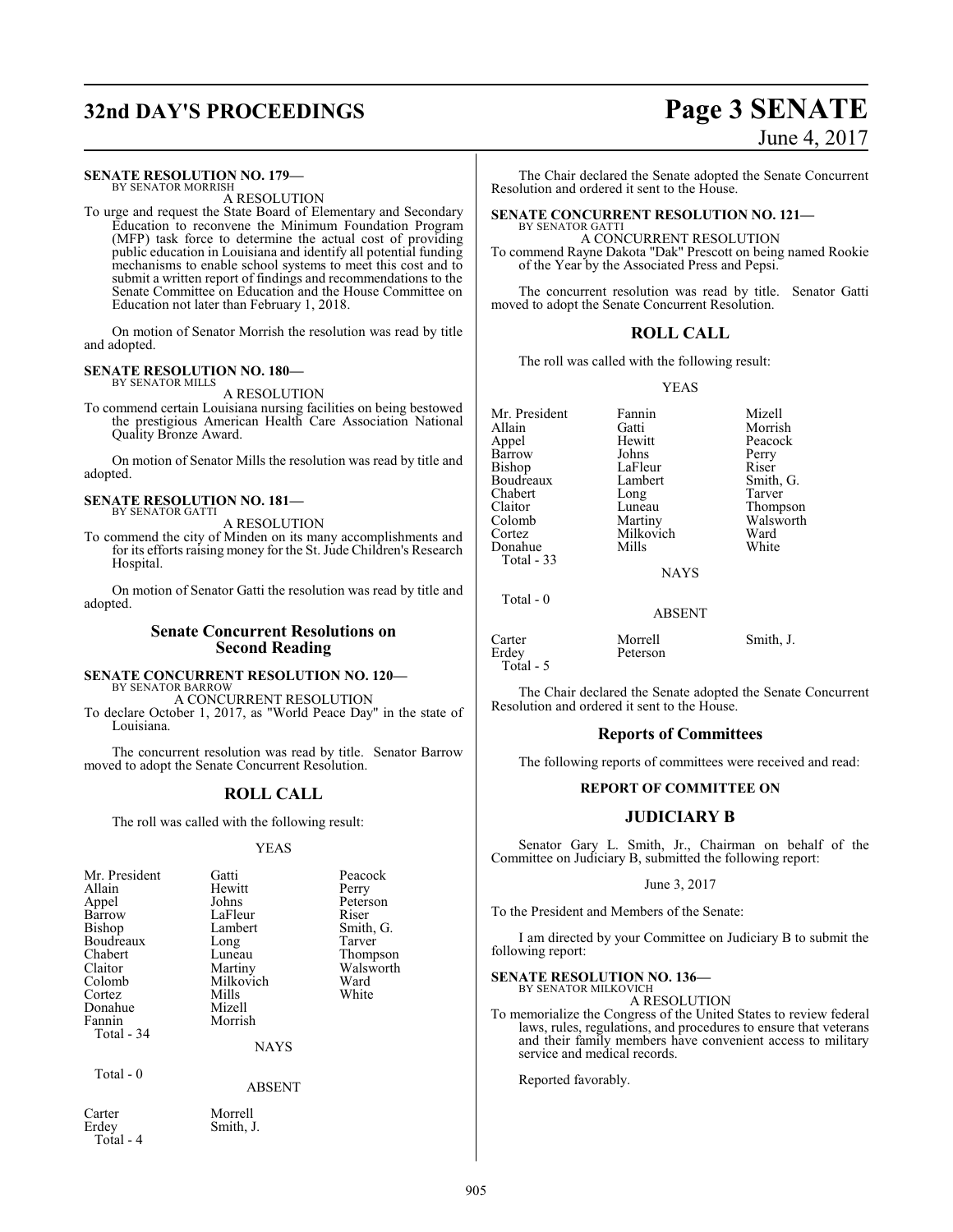**SENATE RESOLUTION NO. 179—**
BY SENATOR MORRISH

A RESOLUTION

To urge and request the State Board of Elementary and Secondary Education to reconvene the Minimum Foundation Program (MFP) task force to determine the actual cost of providing public education in Louisiana and identify all potential funding mechanisms to enable school systems to meet this cost and to submit a written report of findings and recommendations to the Senate Committee on Education and the House Committee on Education not later than February 1, 2018.

On motion of Senator Morrish the resolution was read by title and adopted.

**SENATE RESOLUTION NO. 180—**
BY SENATOR MILLS

A RESOLUTION

To commend certain Louisiana nursing facilities on being bestowed the prestigious American Health Care Association National Quality Bronze Award.

On motion of Senator Mills the resolution was read by title and adopted.

**SENATE RESOLUTION NO. 181—**
BY SENATOR GATTI

A RESOLUTION

To commend the city of Minden on its many accomplishments and for its efforts raising money for the St. Jude Children's Research Hospital.

On motion of Senator Gatti the resolution was read by title and adopted.

## Senate Concurrent Resolutions on Second Reading

**SENATE CONCURRENT RESOLUTION NO. 120—**
BY SENATOR BARROW

A CONCURRENT RESOLUTION

To declare October 1, 2017, as "World Peace Day" in the state of Louisiana.

The concurrent resolution was read by title. Senator Barrow moved to adopt the Senate Concurrent Resolution.

## ROLL CALL

The roll was called with the following result:

YEAS

| | | |
|---|---|---|
| Mr. President | Gatti | Peacock |
| Allain | Hewitt | Perry |
| Appel | Johns | Peterson |
| Barrow | LaFleur | Riser |
| Bishop | Lambert | Smith, G. |
| Boudreaux | Long | Tarver |
| Chabert | Luneau | Thompson |
| Claitor | Martiny | Walsworth |
| Colomb | Milkovich | Ward |
| Cortez | Mills | White |
| Donahue | Mizell | |
| Fannin | Morrish | |

Total - 34

NAYS

Total - 0

ABSENT

| | |
|---|---|
| Carter | Morrell |
| Erdey | Smith, J. |

Total - 4

The Chair declared the Senate adopted the Senate Concurrent Resolution and ordered it sent to the House.

**SENATE CONCURRENT RESOLUTION NO. 121—**
BY SENATOR GATTI

A CONCURRENT RESOLUTION

To commend Rayne Dakota "Dak" Prescott on being named Rookie of the Year by the Associated Press and Pepsi.

The concurrent resolution was read by title. Senator Gatti moved to adopt the Senate Concurrent Resolution.

## ROLL CALL

The roll was called with the following result:

YEAS

| | | |
|---|---|---|
| Mr. President | Fannin | Mizell |
| Allain | Gatti | Morrish |
| Appel | Hewitt | Peacock |
| Barrow | Johns | Perry |
| Bishop | LaFleur | Riser |
| Boudreaux | Lambert | Smith, G. |
| Chabert | Long | Tarver |
| Claitor | Luneau | Thompson |
| Colomb | Martiny | Walsworth |
| Cortez | Milkovich | Ward |
| Donahue | Mills | White |

Total - 33

NAYS

Total - 0

ABSENT

| | | |
|---|---|---|
| Carter | Morrell | Smith, J. |
| Erdey | Peterson | |

Total - 5

The Chair declared the Senate adopted the Senate Concurrent Resolution and ordered it sent to the House.

## Reports of Committees

The following reports of committees were received and read:

### REPORT OF COMMITTEE ON

## JUDICIARY B

Senator Gary L. Smith, Jr., Chairman on behalf of the Committee on Judiciary B, submitted the following report:

June 3, 2017

To the President and Members of the Senate:

I am directed by your Committee on Judiciary B to submit the following report:

**SENATE RESOLUTION NO. 136—**
BY SENATOR MILKOVICH

A RESOLUTION

To memorialize the Congress of the United States to review federal laws, rules, regulations, and procedures to ensure that veterans and their family members have convenient access to military service and medical records.

Reported favorably.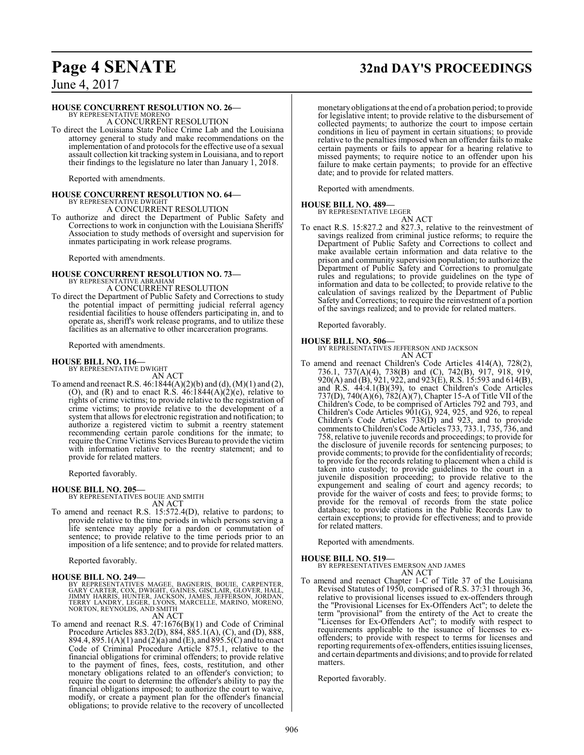**HOUSE CONCURRENT RESOLUTION NO. 26—**
BY REPRESENTATIVE MORENO
A CONCURRENT RESOLUTION

To direct the Louisiana State Police Crime Lab and the Louisiana attorney general to study and make recommendations on the implementation of and protocols for the effective use of a sexual assault collection kit tracking system in Louisiana, and to report their findings to the legislature no later than January 1, 2018.

Reported with amendments.

**HOUSE CONCURRENT RESOLUTION NO. 64—**
BY REPRESENTATIVE DWIGHT
A CONCURRENT RESOLUTION

To authorize and direct the Department of Public Safety and Corrections to work in conjunction with the Louisiana Sheriffs' Association to study methods of oversight and supervision for inmates participating in work release programs.

Reported with amendments.

**HOUSE CONCURRENT RESOLUTION NO. 73—**
BY REPRESENTATIVE ABRAHAM
A CONCURRENT RESOLUTION

To direct the Department of Public Safety and Corrections to study the potential impact of permitting judicial referral agency residential facilities to house offenders participating in, and to operate as, sheriff's work release programs, and to utilize these facilities as an alternative to other incarceration programs.

Reported with amendments.

**HOUSE BILL NO. 116—**
BY REPRESENTATIVE DWIGHT
AN ACT

To amend and reenact R.S. 46:1844(A)(2)(b) and (d), (M)(1) and (2), (O), and (R) and to enact R.S. 46:1844(A)(2)(e), relative to rights of crime victims; to provide relative to the registration of crime victims; to provide relative to the development of a system that allows for electronic registration and notification; to authorize a registered victim to submit a reentry statement recommending certain parole conditions for the inmate; to require the Crime Victims Services Bureau to provide the victim with information relative to the reentry statement; and to provide for related matters.

Reported favorably.

**HOUSE BILL NO. 205—**
BY REPRESENTATIVES BOUIE AND SMITH
AN ACT

To amend and reenact R.S. 15:572.4(D), relative to pardons; to provide relative to the time periods in which persons serving a life sentence may apply for a pardon or commutation of sentence; to provide relative to the time periods prior to an imposition of a life sentence; and to provide for related matters.

Reported favorably.

**HOUSE BILL NO. 249—**
BY REPRESENTATIVES MAGEE, BAGNERIS, BOUIE, CARPENTER, GARY CARTER, COX, DWIGHT, GAINES, GISCLAIR, GLOVER, HALL, JIMMY HARRIS, HUNTER, JACKSON, JAMES, JEFFERSON, JORDAN, TERRY LANDRY, LEGER, LYONS, MARCELLE, MARINO, MORENO, NORTON, REYNOLDS, AND SMITH
AN ACT

To amend and reenact R.S. 47:1676(B)(1) and Code of Criminal Procedure Articles 883.2(D), 884, 885.1(A), (C), and (D), 888, 894.4, 895.1(A)(1) and (2)(a) and (E), and 895.5(C) and to enact Code of Criminal Procedure Article 875.1, relative to the financial obligations for criminal offenders; to provide relative to the payment of fines, fees, costs, restitution, and other monetary obligations related to an offender's conviction; to require the court to determine the offender's ability to pay the financial obligations imposed; to authorize the court to waive, modify, or create a payment plan for the offender's financial obligations; to provide relative to the recovery of uncollected monetary obligations at the end of a probation period; to provide for legislative intent; to provide relative to the disbursement of collected payments; to authorize the court to impose certain conditions in lieu of payment in certain situations; to provide relative to the penalties imposed when an offender fails to make certain payments or fails to appear for a hearing relative to missed payments; to require notice to an offender upon his failure to make certain payments; to provide for an effective date; and to provide for related matters.

Reported with amendments.

**HOUSE BILL NO. 489—**
BY REPRESENTATIVE LEGER
AN ACT

To enact R.S. 15:827.2 and 827.3, relative to the reinvestment of savings realized from criminal justice reforms; to require the Department of Public Safety and Corrections to collect and make available certain information and data relative to the prison and community supervision population; to authorize the Department of Public Safety and Corrections to promulgate rules and regulations; to provide guidelines on the type of information and data to be collected; to provide relative to the calculation of savings realized by the Department of Public Safety and Corrections; to require the reinvestment of a portion of the savings realized; and to provide for related matters.

Reported favorably.

**HOUSE BILL NO. 506—**
BY REPRESENTATIVES JEFFERSON AND JACKSON
AN ACT

To amend and reenact Children's Code Articles 414(A), 728(2), 736.1, 737(A)(4), 738(B) and (C), 742(B), 917, 918, 919, 920(A) and (B), 921, 922, and 923(E), R.S. 15:593 and 614(B), and R.S. 44:4.1(B)(39), to enact Children's Code Articles 737(D), 740(A)(6), 782(A)(7), Chapter 15-A of Title VII of the Children's Code, to be comprised of Articles 792 and 793, and Children's Code Articles 901(G), 924, 925, and 926, to repeal Children's Code Articles 738(D) and 923, and to provide comments to Children's Code Articles 733, 733.1, 735, 736, and 758, relative to juvenile records and proceedings; to provide for the disclosure of juvenile records for sentencing purposes; to provide comments; to provide for the confidentiality of records; to provide for the records relating to placement when a child is taken into custody; to provide guidelines to the court in a juvenile disposition proceeding; to provide relative to the expungement and sealing of court and agency records; to provide for the waiver of costs and fees; to provide forms; to provide for the removal of records from the state police database; to provide citations in the Public Records Law to certain exceptions; to provide for effectiveness; and to provide for related matters.

Reported with amendments.

**HOUSE BILL NO. 519—**
BY REPRESENTATIVES EMERSON AND JAMES
AN ACT

To amend and reenact Chapter 1-C of Title 37 of the Louisiana Revised Statutes of 1950, comprised of R.S. 37:31 through 36, relative to provisional licenses issued to ex-offenders through the "Provisional Licenses for Ex-Offenders Act"; to delete the term "provisional" from the entirety of the Act to create the "Licenses for Ex-Offenders Act"; to modify with respect to requirements applicable to the issuance of licenses to ex-offenders; to provide with respect to terms for licenses and reporting requirements of ex-offenders, entities issuing licenses, and certain departments and divisions; and to provide for related matters.

Reported favorably.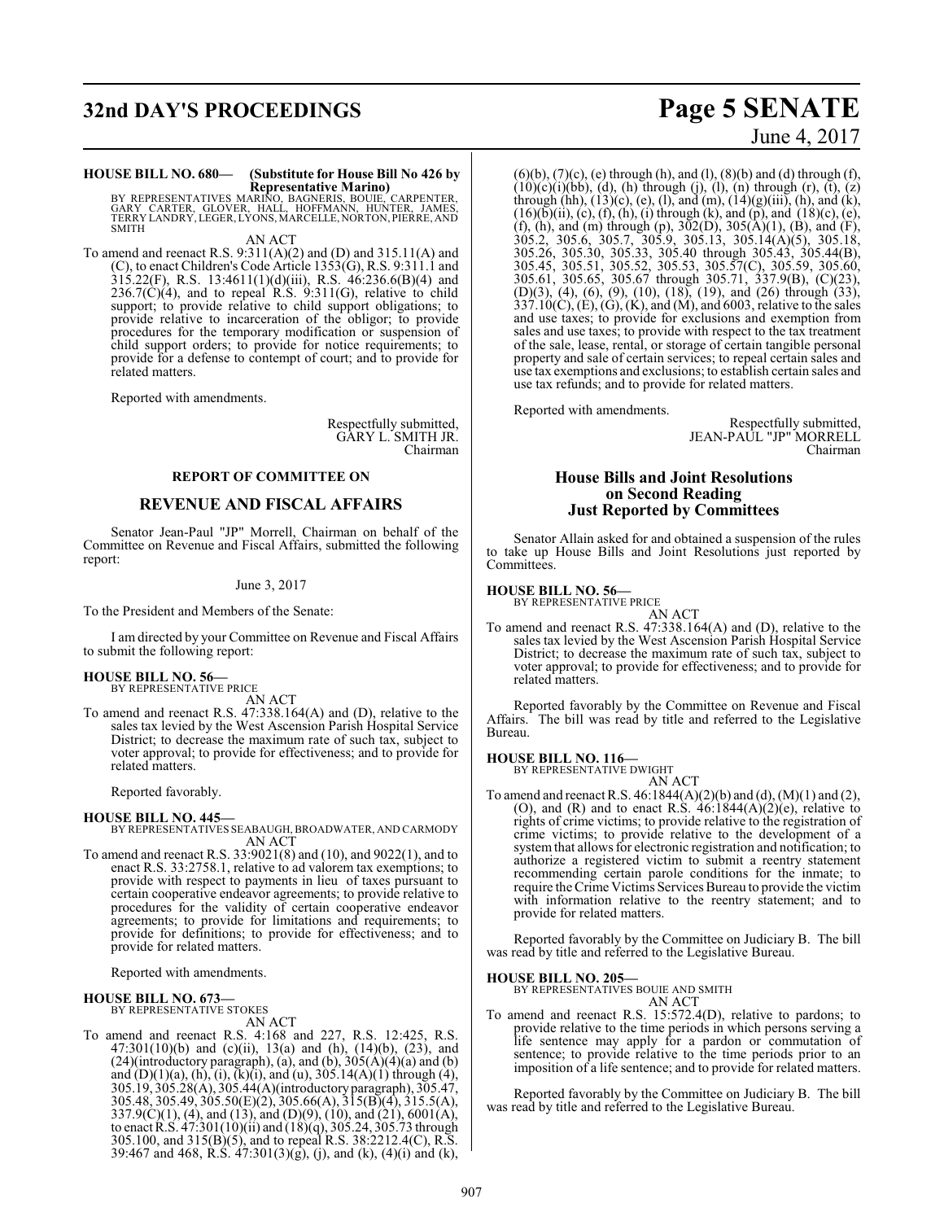**HOUSE BILL NO. 680— (Substitute for House Bill No 426 by Representative Marino)**
BY REPRESENTATIVES MARINO, BAGNERIS, BOUIE, CARPENTER, GARY CARTER, GLOVER, HALL, HOFFMANN, HUNTER, JAMES, TERRY LANDRY, LEGER, LYONS, MARCELLE, NORTON, PIERRE, AND SMITH

AN ACT

To amend and reenact R.S. 9:311(A)(2) and (D) and 315.11(A) and (C), to enact Children's Code Article 1353(G), R.S. 9:311.1 and 315.22(F), R.S. 13:4611(1)(d)(iii), R.S. 46:236.6(B)(4) and 236.7(C)(4), and to repeal R.S. 9:311(G), relative to child support; to provide relative to child support obligations; to provide relative to incarceration of the obligor; to provide procedures for the temporary modification or suspension of child support orders; to provide for notice requirements; to provide for a defense to contempt of court; and to provide for related matters.

Reported with amendments.

Respectfully submitted,
GARY L. SMITH JR.
Chairman

## REPORT OF COMMITTEE ON

## REVENUE AND FISCAL AFFAIRS

Senator Jean-Paul "JP" Morrell, Chairman on behalf of the Committee on Revenue and Fiscal Affairs, submitted the following report:

June 3, 2017

To the President and Members of the Senate:

I am directed by your Committee on Revenue and Fiscal Affairs to submit the following report:

**HOUSE BILL NO. 56—**
BY REPRESENTATIVE PRICE

AN ACT

To amend and reenact R.S. 47:338.164(A) and (D), relative to the sales tax levied by the West Ascension Parish Hospital Service District; to decrease the maximum rate of such tax, subject to voter approval; to provide for effectiveness; and to provide for related matters.

Reported favorably.

**HOUSE BILL NO. 445—**
BY REPRESENTATIVES SEABAUGH, BROADWATER, AND CARMODY

AN ACT

To amend and reenact R.S. 33:9021(8) and (10), and 9022(1), and to enact R.S. 33:2758.1, relative to ad valorem tax exemptions; to provide with respect to payments in lieu of taxes pursuant to certain cooperative endeavor agreements; to provide relative to procedures for the validity of certain cooperative endeavor agreements; to provide for limitations and requirements; to provide for definitions; to provide for effectiveness; and to provide for related matters.

Reported with amendments.

**HOUSE BILL NO. 673—**
BY REPRESENTATIVE STOKES

AN ACT

To amend and reenact R.S. 4:168 and 227, R.S. 12:425, R.S. 47:301(10)(b) and (c)(ii), 13(a) and (h), (14)(b), (23), and (24)(introductory paragraph), (a), and (b), 305(A)(4)(a) and (b) and (D)(1)(a), (h), (i), (k)(i), and (u), 305.14(A)(1) through (4), 305.19, 305.28(A), 305.44(A)(introductory paragraph), 305.47, 305.48, 305.49, 305.50(E)(2), 305.66(A), 315(B)(4), 315.5(A), 337.9(C)(1), (4), and (13), and (D)(9), (10), and (21), 6001(A), to enact R.S. 47:301(10)(ii) and (18)(q), 305.24, 305.73 through 305.100, and 315(B)(5), and to repeal R.S. 38:2212.4(C), R.S. 39:467 and 468, R.S. 47:301(3)(g), (j), and (k), (4)(i) and (k), (6)(b), (7)(c), (e) through (h), and (l), (8)(b) and (d) through (f), (10)(c)(i)(bb), (d), (h) through (j), (l), (n) through (r), (t), (z) through (hh), (13)(c), (e), (l), and (m), (14)(g)(iii), (h), and (k), (16)(b)(ii), (c), (f), (h), (i) through (k), and (p), and (18)(c), (e), (f), (h), and (m) through (p), 302(D), 305(A)(1), (B), and (F), 305.2, 305.6, 305.7, 305.9, 305.13, 305.14(A)(5), 305.18, 305.26, 305.30, 305.33, 305.40 through 305.43, 305.44(B), 305.45, 305.51, 305.52, 305.53, 305.57(C), 305.59, 305.60, 305.61, 305.65, 305.67 through 305.71, 337.9(B), (C)(23), (D)(3), (4), (6), (9), (10), (18), (19), and (26) through (33), 337.10(C), (E), (G), (K), and (M), and 6003, relative to the sales and use taxes; to provide for exclusions and exemption from sales and use taxes; to provide with respect to the tax treatment of the sale, lease, rental, or storage of certain tangible personal property and sale of certain services; to repeal certain sales and use tax exemptions and exclusions; to establish certain sales and use tax refunds; and to provide for related matters.

Reported with amendments.

Respectfully submitted,
JEAN-PAUL "JP" MORRELL
Chairman

## House Bills and Joint Resolutions on Second Reading Just Reported by Committees

Senator Allain asked for and obtained a suspension of the rules to take up House Bills and Joint Resolutions just reported by Committees.

**HOUSE BILL NO. 56—**
BY REPRESENTATIVE PRICE

AN ACT

To amend and reenact R.S. 47:338.164(A) and (D), relative to the sales tax levied by the West Ascension Parish Hospital Service District; to decrease the maximum rate of such tax, subject to voter approval; to provide for effectiveness; and to provide for related matters.

Reported favorably by the Committee on Revenue and Fiscal Affairs. The bill was read by title and referred to the Legislative Bureau.

**HOUSE BILL NO. 116—**
BY REPRESENTATIVE DWIGHT

AN ACT

To amend and reenact R.S. 46:1844(A)(2)(b) and (d), (M)(1) and (2), (O), and (R) and to enact R.S. 46:1844(A)(2)(e), relative to rights of crime victims; to provide relative to the registration of crime victims; to provide relative to the development of a system that allows for electronic registration and notification; to authorize a registered victim to submit a reentry statement recommending certain parole conditions for the inmate; to require the Crime Victims Services Bureau to provide the victim with information relative to the reentry statement; and to provide for related matters.

Reported favorably by the Committee on Judiciary B. The bill was read by title and referred to the Legislative Bureau.

**HOUSE BILL NO. 205—**
BY REPRESENTATIVES BOUIE AND SMITH

AN ACT

To amend and reenact R.S. 15:572.4(D), relative to pardons; to provide relative to the time periods in which persons serving a life sentence may apply for a pardon or commutation of sentence; to provide relative to the time periods prior to an imposition of a life sentence; and to provide for related matters.

Reported favorably by the Committee on Judiciary B. The bill was read by title and referred to the Legislative Bureau.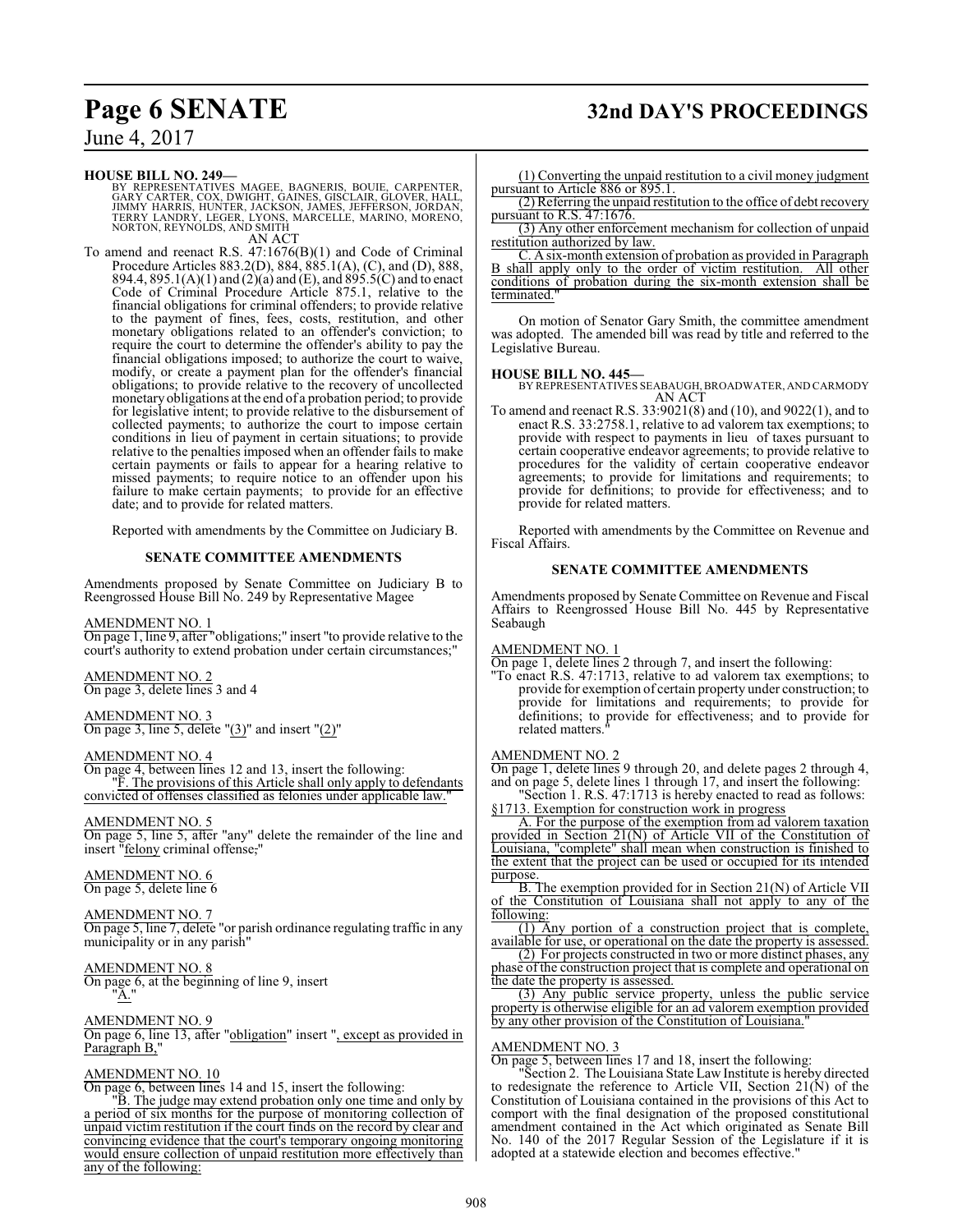**HOUSE BILL NO. 249—**

BY REPRESENTATIVES MAGEE, BAGNERIS, BOUIE, CARPENTER, GARY CARTER, COX, DWIGHT, GAINES, GISCLAIR, GLOVER, HALL, JIMMY HARRIS, HUNTER, JACKSON, JAMES, JEFFERSON, JORDAN, TERRY LANDRY, LEGER, LYONS, MARCELLE, MARINO, MORENO, NORTON, REYNOLDS, AND SMITH

AN ACT

To amend and reenact R.S. 47:1676(B)(1) and Code of Criminal Procedure Articles 883.2(D), 884, 885.1(A), (C), and (D), 888, 894.4, 895.1(A)(1) and (2)(a) and (E), and 895.5(C) and to enact Code of Criminal Procedure Article 875.1, relative to the financial obligations for criminal offenders; to provide relative to the payment of fines, fees, costs, restitution, and other monetary obligations related to an offender's conviction; to require the court to determine the offender's ability to pay the financial obligations imposed; to authorize the court to waive, modify, or create a payment plan for the offender's financial obligations; to provide relative to the recovery of uncollected monetary obligations at the end of a probation period; to provide for legislative intent; to provide relative to the disbursement of collected payments; to authorize the court to impose certain conditions in lieu of payment in certain situations; to provide relative to the penalties imposed when an offender fails to make certain payments or fails to appear for a hearing relative to missed payments; to require notice to an offender upon his failure to make certain payments; to provide for an effective date; and to provide for related matters.

Reported with amendments by the Committee on Judiciary B.

**SENATE COMMITTEE AMENDMENTS**

Amendments proposed by Senate Committee on Judiciary B to Reengrossed House Bill No. 249 by Representative Magee

AMENDMENT NO. 1

On page 1, line 9, after "obligations;" insert "to provide relative to the court's authority to extend probation under certain circumstances;"

AMENDMENT NO. 2

On page 3, delete lines 3 and 4

AMENDMENT NO. 3

On page 3, line 5, delete "(3)" and insert "(2)"

AMENDMENT NO. 4

On page 4, between lines 12 and 13, insert the following:

"F. The provisions of this Article shall only apply to defendants convicted of offenses classified as felonies under applicable law."

AMENDMENT NO. 5

On page 5, line 5, after "any" delete the remainder of the line and insert "felony criminal offense;"

AMENDMENT NO. 6

On page 5, delete line 6

AMENDMENT NO. 7

On page 5, line 7, delete "or parish ordinance regulating traffic in any municipality or in any parish"

AMENDMENT NO. 8

On page 6, at the beginning of line 9, insert "A."

AMENDMENT NO. 9

On page 6, line 13, after "obligation" insert ", except as provided in Paragraph B,"

AMENDMENT NO. 10

On page 6, between lines 14 and 15, insert the following:

"B. The judge may extend probation only one time and only by a period of six months for the purpose of monitoring collection of unpaid victim restitution if the court finds on the record by clear and convincing evidence that the court's temporary ongoing monitoring would ensure collection of unpaid restitution more effectively than any of the following:

(1) Converting the unpaid restitution to a civil money judgment pursuant to Article 886 or 895.1.

(2) Referring the unpaid restitution to the office of debt recovery pursuant to R.S. 47:1676.

(3) Any other enforcement mechanism for collection of unpaid restitution authorized by law.

C. A six-month extension of probation as provided in Paragraph B shall apply only to the order of victim restitution. All other conditions of probation during the six-month extension shall be terminated."

On motion of Senator Gary Smith, the committee amendment was adopted. The amended bill was read by title and referred to the Legislative Bureau.

**HOUSE BILL NO. 445—**

BY REPRESENTATIVES SEABAUGH, BROADWATER, AND CARMODY

AN ACT

To amend and reenact R.S. 33:9021(8) and (10), and 9022(1), and to enact R.S. 33:2758.1, relative to ad valorem tax exemptions; to provide with respect to payments in lieu of taxes pursuant to certain cooperative endeavor agreements; to provide relative to procedures for the validity of certain cooperative endeavor agreements; to provide for limitations and requirements; to provide for definitions; to provide for effectiveness; and to provide for related matters.

Reported with amendments by the Committee on Revenue and Fiscal Affairs.

**SENATE COMMITTEE AMENDMENTS**

Amendments proposed by Senate Committee on Revenue and Fiscal Affairs to Reengrossed House Bill No. 445 by Representative Seabaugh

AMENDMENT NO. 1

On page 1, delete lines 2 through 7, and insert the following:

"To enact R.S. 47:1713, relative to ad valorem tax exemptions; to provide for exemption of certain property under construction; to provide for limitations and requirements; to provide for definitions; to provide for effectiveness; and to provide for related matters."

AMENDMENT NO. 2

On page 1, delete lines 9 through 20, and delete pages 2 through 4, and on page 5, delete lines 1 through 17, and insert the following:

"Section 1. R.S. 47:1713 is hereby enacted to read as follows:

§1713. Exemption for construction work in progress

A. For the purpose of the exemption from ad valorem taxation provided in Section 21(N) of Article VII of the Constitution of Louisiana, "complete" shall mean when construction is finished to the extent that the project can be used or occupied for its intended purpose.

B. The exemption provided for in Section 21(N) of Article VII of the Constitution of Louisiana shall not apply to any of the following:

(1) Any portion of a construction project that is complete, available for use, or operational on the date the property is assessed.

(2) For projects constructed in two or more distinct phases, any phase of the construction project that is complete and operational on the date the property is assessed.

(3) Any public service property, unless the public service property is otherwise eligible for an ad valorem exemption provided by any other provision of the Constitution of Louisiana."

AMENDMENT NO. 3

On page 5, between lines 17 and 18, insert the following:

"Section 2. The Louisiana State Law Institute is hereby directed to redesignate the reference to Article VII, Section 21(N) of the Constitution of Louisiana contained in the provisions of this Act to comport with the final designation of the proposed constitutional amendment contained in the Act which originated as Senate Bill No. 140 of the 2017 Regular Session of the Legislature if it is adopted at a statewide election and becomes effective."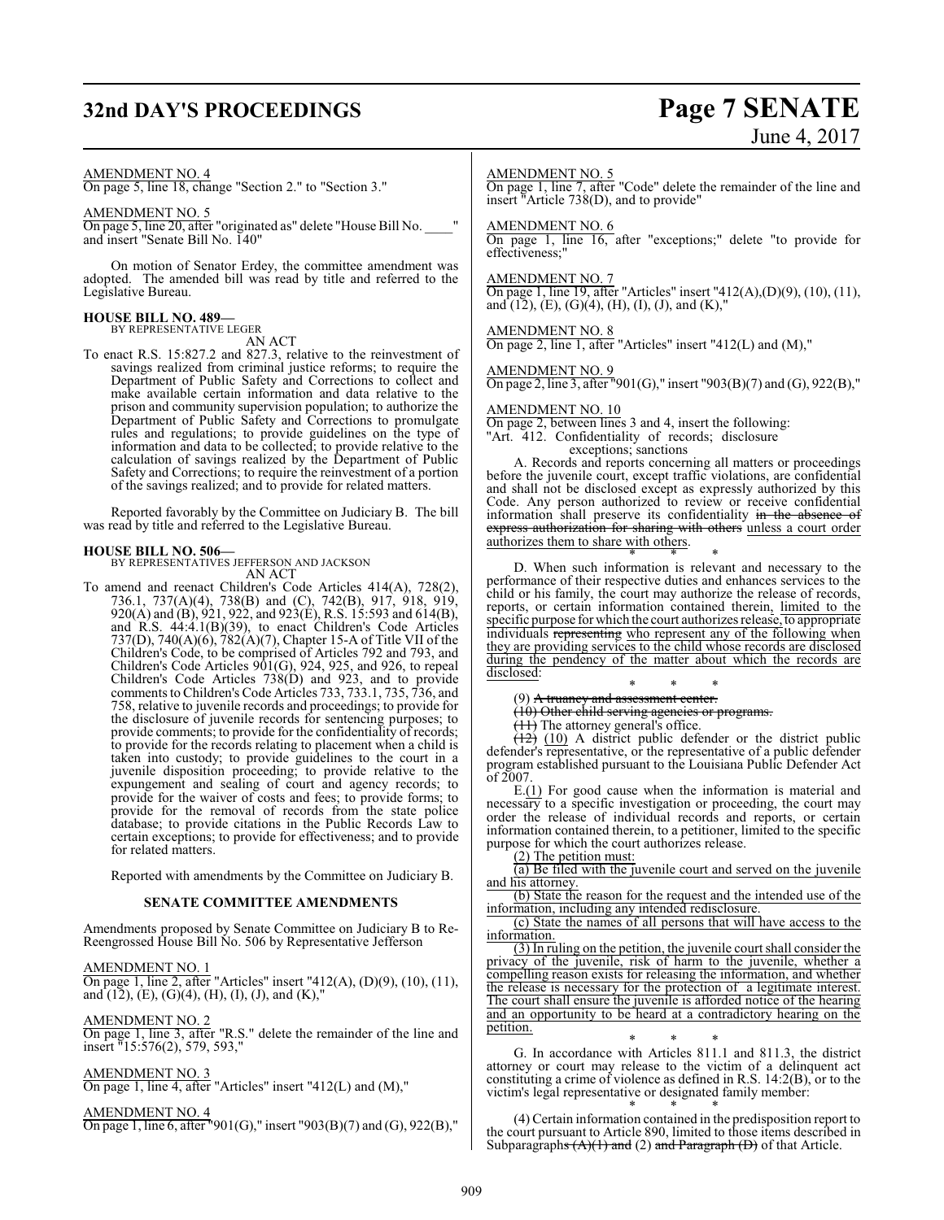AMENDMENT NO. 4
On page 5, line 18, change "Section 2." to "Section 3."

AMENDMENT NO. 5
On page 5, line 20, after "originated as" delete "House Bill No. ____" and insert "Senate Bill No. 140"

On motion of Senator Erdey, the committee amendment was adopted. The amended bill was read by title and referred to the Legislative Bureau.

**HOUSE BILL NO. 489—**
BY REPRESENTATIVE LEGER
AN ACT

To enact R.S. 15:827.2 and 827.3, relative to the reinvestment of savings realized from criminal justice reforms; to require the Department of Public Safety and Corrections to collect and make available certain information and data relative to the prison and community supervision population; to authorize the Department of Public Safety and Corrections to promulgate rules and regulations; to provide guidelines on the type of information and data to be collected; to provide relative to the calculation of savings realized by the Department of Public Safety and Corrections; to require the reinvestment of a portion of the savings realized; and to provide for related matters.

Reported favorably by the Committee on Judiciary B. The bill was read by title and referred to the Legislative Bureau.

**HOUSE BILL NO. 506—**
BY REPRESENTATIVES JEFFERSON AND JACKSON
AN ACT

To amend and reenact Children's Code Articles 414(A), 728(2), 736.1, 737(A)(4), 738(B) and (C), 742(B), 917, 918, 919, 920(A) and (B), 921, 922, and 923(E), R.S. 15:593 and 614(B), and R.S. 44:4.1(B)(39), to enact Children's Code Articles 737(D), 740(A)(6), 782(A)(7), Chapter 15-A of Title VII of the Children's Code, to be comprised of Articles 792 and 793, and Children's Code Articles 901(G), 924, 925, and 926, to repeal Children's Code Articles 738(D) and 923, and to provide comments to Children's Code Articles 733, 733.1, 735, 736, and 758, relative to juvenile records and proceedings; to provide for the disclosure of juvenile records for sentencing purposes; to provide comments; to provide for the confidentiality of records; to provide for the records relating to placement when a child is taken into custody; to provide guidelines to the court in a juvenile disposition proceeding; to provide relative to the expungement and sealing of court and agency records; to provide for the waiver of costs and fees; to provide forms; to provide for the removal of records from the state police database; to provide citations in the Public Records Law to certain exceptions; to provide for effectiveness; and to provide for related matters.

Reported with amendments by the Committee on Judiciary B.

**SENATE COMMITTEE AMENDMENTS**

Amendments proposed by Senate Committee on Judiciary B to Re-Reengrossed House Bill No. 506 by Representative Jefferson

AMENDMENT NO. 1
On page 1, line 2, after "Articles" insert "412(A), (D)(9), (10), (11), and (12), (E), (G)(4), (H), (I), (J), and (K),"

AMENDMENT NO. 2
On page 1, line 3, after "R.S." delete the remainder of the line and insert "15:576(2), 579, 593,"

AMENDMENT NO. 3
On page 1, line 4, after "Articles" insert "412(L) and (M),"

AMENDMENT NO. 4
On page 1, line 6, after "901(G)," insert "903(B)(7) and (G), 922(B),"

AMENDMENT NO. 5
On page 1, line 7, after "Code" delete the remainder of the line and insert "Article 738(D), and to provide"

AMENDMENT NO. 6
On page 1, line 16, after "exceptions;" delete "to provide for effectiveness;"

AMENDMENT NO. 7
On page 1, line 19, after "Articles" insert "412(A),(D)(9), (10), (11), and (12), (E), (G)(4), (H), (I), (J), and (K),"

AMENDMENT NO. 8
On page 2, line 1, after "Articles" insert "412(L) and (M),"

AMENDMENT NO. 9
On page 2, line 3, after "901(G)," insert "903(B)(7) and (G), 922(B),"

AMENDMENT NO. 10
On page 2, between lines 3 and 4, insert the following:
"Art. 412. Confidentiality of records; disclosure exceptions; sanctions

A. Records and reports concerning all matters or proceedings before the juvenile court, except traffic violations, are confidential and shall not be disclosed except as expressly authorized by this Code. Any person authorized to review or receive confidential information shall preserve its confidentiality ~~in the absence of express authorization for sharing with others~~ unless a court order authorizes them to share with others.

\* \* \*

D. When such information is relevant and necessary to the performance of their respective duties and enhances services to the child or his family, the court may authorize the release of records, reports, or certain information contained therein, limited to the specific purpose for which the court authorizes release, to appropriate individuals ~~representing~~ who represent any of the following when they are providing services to the child whose records are disclosed during the pendency of the matter about which the records are disclosed:

\* \* \*

(9) ~~A truancy and assessment center.~~

~~(10) Other child serving agencies or programs.~~

~~(11)~~ The attorney general's office.

~~(12)~~ (10) A district public defender or the district public defender's representative, or the representative of a public defender program established pursuant to the Louisiana Public Defender Act of 2007.

E.(1) For good cause when the information is material and necessary to a specific investigation or proceeding, the court may order the release of individual records and reports, or certain information contained therein, to a petitioner, limited to the specific purpose for which the court authorizes release.

(2) The petition must:

(a) Be filed with the juvenile court and served on the juvenile and his attorney.

(b) State the reason for the request and the intended use of the information, including any intended redisclosure.

(c) State the names of all persons that will have access to the information.

(3) In ruling on the petition, the juvenile court shall consider the privacy of the juvenile, risk of harm to the juvenile, whether a compelling reason exists for releasing the information, and whether the release is necessary for the protection of a legitimate interest. The court shall ensure the juvenile is afforded notice of the hearing and an opportunity to be heard at a contradictory hearing on the petition.

\* \* \*

G. In accordance with Articles 811.1 and 811.3, the district attorney or court may release to the victim of a delinquent act constituting a crime of violence as defined in R.S. 14:2(B), or to the victim's legal representative or designated family member:

\* \* \*

(4) Certain information contained in the predisposition report to the court pursuant to Article 890, limited to those items described in Subparagraph~~s (A)(1) and~~ (2) ~~and Paragraph (D)~~ of that Article.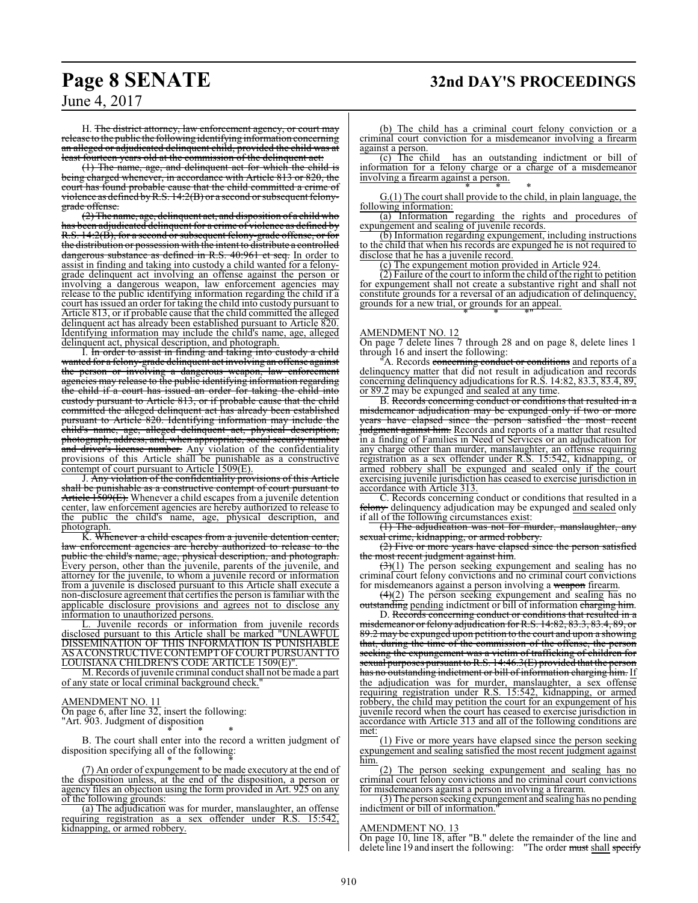H. ~~The district attorney, law enforcement agency, or court may release to the public the following identifying information concerning an alleged or adjudicated delinquent child, provided the child was at least fourteen years old at the commission of the delinquent act:~~

~~(1) The name, age, and delinquent act for which the child is being charged whenever, in accordance with Article 813 or 820, the court has found probable cause that the child committed a crime of violence as defined by R.S. 14:2(B) or a second or subsequent felony-grade offense.~~

~~(2) The name, age, delinquent act, and disposition of a child who has been adjudicated delinquent for a crime of violence as defined by R.S. 14:2(B), for a second or subsequent felony-grade offense, or for the distribution or possession with the intent to distribute a controlled dangerous substance as defined in R.S. 40:961 et seq.~~ In order to assist in finding and taking into custody a child wanted for a felony-grade delinquent act involving an offense against the person or involving a dangerous weapon, law enforcement agencies may release to the public identifying information regarding the child if a court has issued an order for taking the child into custody pursuant to Article 813, or if probable cause that the child committed the alleged delinquent act has already been established pursuant to Article 820. Identifying information may include the child's name, age, alleged delinquent act, physical description, and photograph.

I. ~~In order to assist in finding and taking into custody a child wanted for a felony-grade delinquent act involving an offense against the person or involving a dangerous weapon, law enforcement agencies may release to the public identifying information regarding the child if a court has issued an order for taking the child into custody pursuant to Article 813, or if probable cause that the child committed the alleged delinquent act has already been established pursuant to Article 820. Identifying information may include the child's name, age, alleged delinquent act, physical description, photograph, address, and, when appropriate, social security number and driver's license number.~~ Any violation of the confidentiality provisions of this Article shall be punishable as a constructive contempt of court pursuant to Article 1509(E).

J. ~~Any violation of the confidentiality provisions of this Article shall be punishable as a constructive contempt of court pursuant to Article 1509(E).~~ Whenever a child escapes from a juvenile detention center, law enforcement agencies are hereby authorized to release to the public the child's name, age, physical description, and photograph.

K. ~~Whenever a child escapes from a juvenile detention center, law enforcement agencies are hereby authorized to release to the public the child's name, age, physical description, and photograph.~~ Every person, other than the juvenile, parents of the juvenile, and attorney for the juvenile, to whom a juvenile record or information from a juvenile is disclosed pursuant to this Article shall execute a non-disclosure agreement that certifies the person is familiar with the applicable disclosure provisions and agrees not to disclose any information to unauthorized persons.

L. Juvenile records or information from juvenile records disclosed pursuant to this Article shall be marked "UNLAWFUL DISSEMINATION OF THIS INFORMATION IS PUNISHABLE AS A CONSTRUCTIVE CONTEMPT OF COURT PURSUANT TO LOUISIANA CHILDREN'S CODE ARTICLE 1509(E)".

M. Records of juvenile criminal conduct shall not be made a part of any state or local criminal background check."

AMENDMENT NO. 11

On page 6, after line 32, insert the following:

"Art. 903. Judgment of disposition

\* \* \*

B. The court shall enter into the record a written judgment of disposition specifying all of the following:

\* \* \*

(7) An order of expungement to be made executory at the end of the disposition unless, at the end of the disposition, a person or agency files an objection using the form provided in Art. 925 on any of the following grounds:

(a) The adjudication was for murder, manslaughter, an offense requiring registration as a sex offender under R.S. 15:542, kidnapping, or armed robbery.

(b) The child has a criminal court felony conviction or a criminal court conviction for a misdemeanor involving a firearm against a person.

(c) The child has an outstanding indictment or bill of information for a felony charge or a charge of a misdemeanor involving a firearm against a person.

\* \* \*

G.(1) The court shall provide to the child, in plain language, the following information:

(a) Information regarding the rights and procedures of expungement and sealing of juvenile records.

(b) Information regarding expungement, including instructions to the child that when his records are expunged he is not required to disclose that he has a juvenile record.

(c) The expungement motion provided in Article 924.

(2) Failure of the court to inform the child of the right to petition for expungement shall not create a substantive right and shall not constitute grounds for a reversal of an adjudication of delinquency, grounds for a new trial, or grounds for an appeal.

\* \* \*"

AMENDMENT NO. 12

On page 7 delete lines 7 through 28 and on page 8, delete lines 1 through 16 and insert the following:

"A. Records ~~concerning conduct or conditions~~ and reports of a delinquency matter that did not result in adjudication and records concerning delinquency adjudications for R.S. 14:82, 83.3, 83.4, 89, or 89.2 may be expunged and sealed at any time.

B. ~~Records concerning conduct or conditions that resulted in a misdemeanor adjudication may be expunged only if two or more years have elapsed since the person satisfied the most recent judgment against him.~~ Records and reports of a matter that resulted in a finding of Families in Need of Services or an adjudication for any charge other than murder, manslaughter, an offense requiring registration as a sex offender under R.S. 15:542, kidnapping, or armed robbery shall be expunged and sealed only if the court exercising juvenile jurisdiction has ceased to exercise jurisdiction in accordance with Article 313.

C. Records concerning conduct or conditions that resulted in a ~~felony~~ delinquency adjudication may be expunged and sealed only if all of the following circumstances exist:

~~(1) The adjudication was not for murder, manslaughter, any sexual crime, kidnapping, or armed robbery.~~

~~(2) Five or more years have elapsed since the person satisfied the most recent judgment against him.~~

~~(3)~~(1) The person seeking expungement and sealing has no criminal court felony convictions and no criminal court convictions for misdemeanors against a person involving a ~~weapon~~ firearm.

~~(4)~~(2) The person seeking expungement and sealing has no ~~outstanding~~ pending indictment or bill of information ~~charging him~~.

D. ~~Records concerning conduct or conditions that resulted in a misdemeanor or felony adjudication for R.S. 14:82, 83.3, 83.4, 89, or 89.2 may be expunged upon petition to the court and upon a showing that, during the time of the commission of the offense, the person seeking the expungement was a victim of trafficking of children for sexual purposes pursuant to R.S. 14:46.3(E) provided that the person has no outstanding indictment or bill of information charging him.~~ If the adjudication was for murder, manslaughter, a sex offense requiring registration under R.S. 15:542, kidnapping, or armed robbery, the child may petition the court for an expungement of his juvenile record when the court has ceased to exercise jurisdiction in accordance with Article 313 and all of the following conditions are met:

(1) Five or more years have elapsed since the person seeking expungement and sealing satisfied the most recent judgment against him.

(2) The person seeking expungement and sealing has no criminal court felony convictions and no criminal court convictions for misdemeanors against a person involving a firearm.

(3) The person seeking expungement and sealing has no pending indictment or bill of information."

AMENDMENT NO. 13

On page 10, line 18, after "B." delete the remainder of the line and delete line 19 and insert the following: "The order ~~must~~ shall ~~specify~~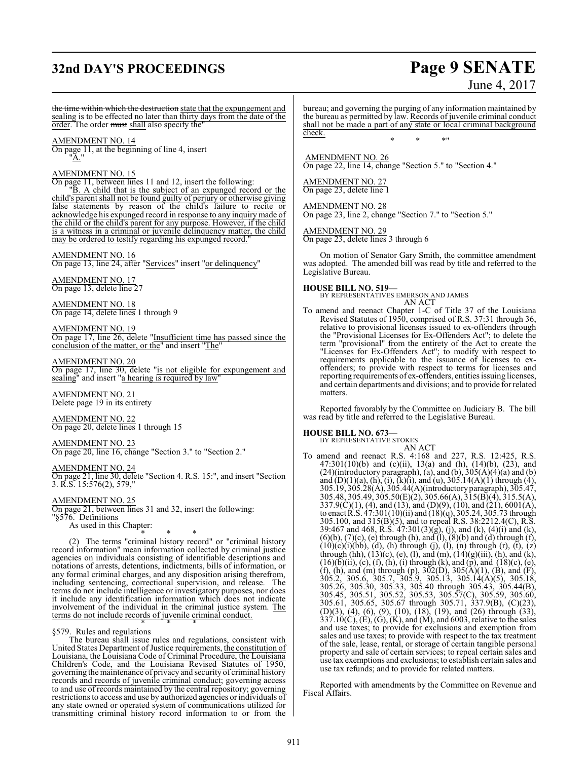the time within which the destruction state that the expungement and sealing is to be effected no later than thirty days from the date of the order. The order must shall also specify the"

AMENDMENT NO. 14
On page 11, at the beginning of line 4, insert
"A."

AMENDMENT NO. 15
On page 11, between lines 11 and 12, insert the following:
"B. A child that is the subject of an expunged record or the child's parent shall not be found guilty of perjury or otherwise giving false statements by reason of the child's failure to recite or acknowledge his expunged record in response to any inquiry made of the child or the child's parent for any purpose. However, if the child is a witness in a criminal or juvenile delinquency matter, the child may be ordered to testify regarding his expunged record."

AMENDMENT NO. 16
On page 13, line 24, after "Services" insert "or delinquency"

AMENDMENT NO. 17
On page 13, delete line 27

AMENDMENT NO. 18
On page 14, delete lines 1 through 9

AMENDMENT NO. 19
On page 17, line 26, delete "Insufficient time has passed since the conclusion of the matter, or the" and insert "The"

AMENDMENT NO. 20
On page 17, line 30, delete "is not eligible for expungement and sealing" and insert "a hearing is required by law"

AMENDMENT NO. 21
Delete page 19 in its entirety

AMENDMENT NO. 22
On page 20, delete lines 1 through 15

AMENDMENT NO. 23
On page 20, line 16, change "Section 3." to "Section 2."

AMENDMENT NO. 24
On page 21, line 30, delete "Section 4. R.S. 15:", and insert "Section 3. R.S. 15:576(2), 579,"

AMENDMENT NO. 25
On page 21, between lines 31 and 32, insert the following:
"§576. Definitions
As used in this Chapter:

\* \* \*

(2) The terms "criminal history record" or "criminal history record information" mean information collected by criminal justice agencies on individuals consisting of identifiable descriptions and notations of arrests, detentions, indictments, bills of information, or any formal criminal charges, and any disposition arising therefrom, including sentencing, correctional supervision, and release. The terms do not include intelligence or investigatory purposes, nor does it include any identification information which does not indicate involvement of the individual in the criminal justice system. The terms do not include records of juvenile criminal conduct.

\* \* \*

§579. Rules and regulations
The bureau shall issue rules and regulations, consistent with United States Department of Justice requirements, the constitution of Louisiana, the Louisiana Code of Criminal Procedure, the Louisiana Children's Code, and the Louisiana Revised Statutes of 1950, governing the maintenance of privacy and security of criminal history records and records of juvenile criminal conduct; governing access to and use of records maintained by the central repository; governing restrictions to access and use by authorized agencies or individuals of any state owned or operated system of communications utilized for transmitting criminal history record information to or from the bureau; and governing the purging of any information maintained by the bureau as permitted by law. Records of juvenile criminal conduct shall not be made a part of any state or local criminal background check.

\* \* \*"

AMENDMENT NO. 26
On page 22, line 14, change "Section 5." to "Section 4."

AMENDMENT NO. 27
On page 23, delete line 1

AMENDMENT NO. 28
On page 23, line 2, change "Section 7." to "Section 5."

AMENDMENT NO. 29
On page 23, delete lines 3 through 6

On motion of Senator Gary Smith, the committee amendment was adopted. The amended bill was read by title and referred to the Legislative Bureau.

**HOUSE BILL NO. 519—**
BY REPRESENTATIVES EMERSON AND JAMES
AN ACT
To amend and reenact Chapter 1-C of Title 37 of the Louisiana Revised Statutes of 1950, comprised of R.S. 37:31 through 36, relative to provisional licenses issued to ex-offenders through the "Provisional Licenses for Ex-Offenders Act"; to delete the term "provisional" from the entirety of the Act to create the "Licenses for Ex-Offenders Act"; to modify with respect to requirements applicable to the issuance of licenses to ex-offenders; to provide with respect to terms for licenses and reporting requirements of ex-offenders, entities issuing licenses, and certain departments and divisions; and to provide for related matters.

Reported favorably by the Committee on Judiciary B. The bill was read by title and referred to the Legislative Bureau.

**HOUSE BILL NO. 673—**
BY REPRESENTATIVE STOKES
AN ACT
To amend and reenact R.S. 4:168 and 227, R.S. 12:425, R.S. 47:301(10)(b) and (c)(ii), 13(a) and (h), (14)(b), (23), and (24)(introductory paragraph), (a), and (b), 305(A)(4)(a) and (b) and (D)(1)(a), (h), (i), (k)(i), and (u), 305.14(A)(1) through (4), 305.19, 305.28(A), 305.44(A)(introductory paragraph), 305.47, 305.48, 305.49, 305.50(E)(2), 305.66(A), 315(B)(4), 315.5(A), 337.9(C)(1), (4), and (13), and (D)(9), (10), and (21), 6001(A), to enact R.S. 47:301(10)(ii) and (18)(q), 305.24, 305.73 through 305.100, and 315(B)(5), and to repeal R.S. 38:2212.4(C), R.S. 39:467 and 468, R.S. 47:301(3)(g), (j), and (k), (4)(i) and (k), (6)(b), (7)(c), (e) through (h), and (l), (8)(b) and (d) through (f), (10)(c)(i)(bb), (d), (h) through (j), (l), (n) through (r), (t), (z) through (hh), (13)(c), (e), (l), and (m), (14)(g)(iii), (h), and (k), (16)(b)(ii), (c), (f), (h), (i) through (k), and (p), and (18)(c), (e), (f), (h), and (m) through (p), 302(D), 305(A)(1), (B), and (F), 305.2, 305.6, 305.7, 305.9, 305.13, 305.14(A)(5), 305.18, 305.26, 305.30, 305.33, 305.40 through 305.43, 305.44(B), 305.45, 305.51, 305.52, 305.53, 305.57(C), 305.59, 305.60, 305.61, 305.65, 305.67 through 305.71, 337.9(B), (C)(23), (D)(3), (4), (6), (9), (10), (18), (19), and (26) through (33), 337.10(C), (E), (G), (K), and (M), and 6003, relative to the sales and use taxes; to provide for exclusions and exemption from sales and use taxes; to provide with respect to the tax treatment of the sale, lease, rental, or storage of certain tangible personal property and sale of certain services; to repeal certain sales and use tax exemptions and exclusions; to establish certain sales and use tax refunds; and to provide for related matters.

Reported with amendments by the Committee on Revenue and Fiscal Affairs.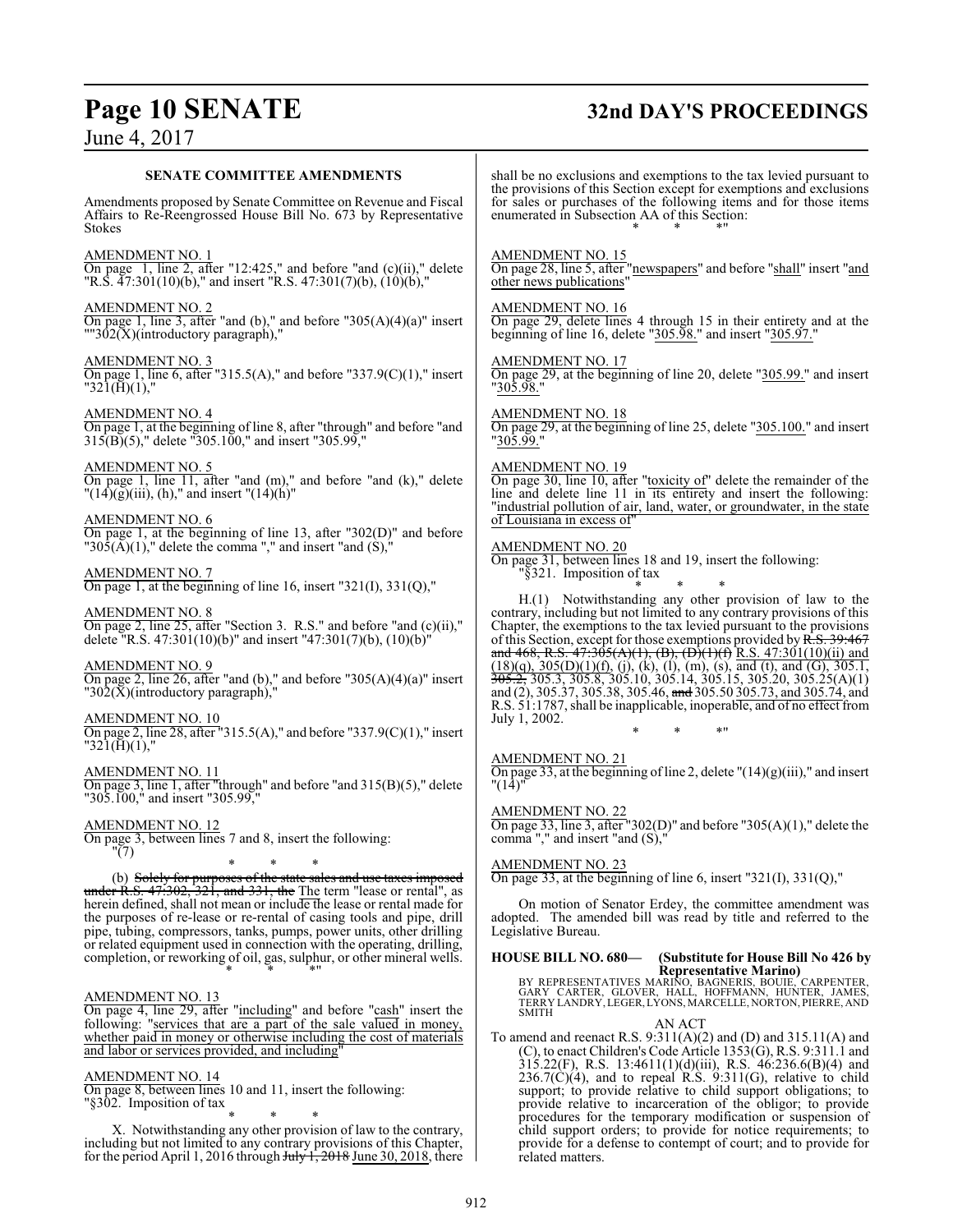**SENATE COMMITTEE AMENDMENTS**

Amendments proposed by Senate Committee on Revenue and Fiscal Affairs to Re-Reengrossed House Bill No. 673 by Representative Stokes

AMENDMENT NO. 1

On page 1, line 2, after "12:425," and before "and (c)(ii)," delete "R.S. 47:301(10)(b)," and insert "R.S. 47:301(7)(b), (10)(b),"

AMENDMENT NO. 2

On page 1, line 3, after "and (b)," and before "305(A)(4)(a)" insert ""302(X)(introductory paragraph),"

AMENDMENT NO. 3

On page 1, line 6, after "315.5(A)," and before "337.9(C)(1)," insert "321(H)(1),"

AMENDMENT NO. 4

On page 1, at the beginning of line 8, after "through" and before "and 315(B)(5)," delete "305.100," and insert "305.99,"

AMENDMENT NO. 5

On page 1, line 11, after "and (m)," and before "and (k)," delete "(14)(g)(iii), (h)," and insert "(14)(h)"

AMENDMENT NO. 6

On page 1, at the beginning of line 13, after "302(D)" and before "305(A)(1)," delete the comma "," and insert "and (S),"

AMENDMENT NO. 7

On page 1, at the beginning of line 16, insert "321(I), 331(Q),"

AMENDMENT NO. 8

On page 2, line 25, after "Section 3. R.S." and before "and (c)(ii)," delete "R.S. 47:301(10)(b)" and insert "47:301(7)(b), (10)(b)"

AMENDMENT NO. 9

On page 2, line 26, after "and (b)," and before "305(A)(4)(a)" insert "302(X)(introductory paragraph),"

AMENDMENT NO. 10

On page 2, line 28, after "315.5(A)," and before "337.9(C)(1)," insert "321(H)(1),"

AMENDMENT NO. 11

On page 3, line 1, after "through" and before "and 315(B)(5)," delete "305.100," and insert "305.99,"

AMENDMENT NO. 12

On page 3, between lines 7 and 8, insert the following:

"(7)

\* \* \*

(b) ~~Solely for purposes of the state sales and use taxes imposed under R.S. 47:302, 321, and 331, the~~ The term "lease or rental", as herein defined, shall not mean or include the lease or rental made for the purposes of re-lease or re-rental of casing tools and pipe, drill pipe, tubing, compressors, tanks, pumps, power units, other drilling or related equipment used in connection with the operating, drilling, completion, or reworking of oil, gas, sulphur, or other mineral wells.

\* \* \*"

AMENDMENT NO. 13

On page 4, line 29, after "including" and before "cash" insert the following: "services that are a part of the sale valued in money, whether paid in money or otherwise including the cost of materials and labor or services provided, and including"

AMENDMENT NO. 14

On page 8, between lines 10 and 11, insert the following:

"§302. Imposition of tax

\* \* \*

X. Notwithstanding any other provision of law to the contrary, including but not limited to any contrary provisions of this Chapter, for the period April 1, 2016 through ~~July 1, 2018~~ June 30, 2018, there shall be no exclusions and exemptions to the tax levied pursuant to the provisions of this Section except for exemptions and exclusions for sales or purchases of the following items and for those items enumerated in Subsection AA of this Section:

\* \* \*"

AMENDMENT NO. 15

On page 28, line 5, after "newspapers" and before "shall" insert "and other news publications"

AMENDMENT NO. 16

On page 29, delete lines 4 through 15 in their entirety and at the beginning of line 16, delete "305.98." and insert "305.97."

AMENDMENT NO. 17

On page 29, at the beginning of line 20, delete "305.99." and insert "305.98."

AMENDMENT NO. 18

On page 29, at the beginning of line 25, delete "305.100." and insert "305.99."

AMENDMENT NO. 19

On page 30, line 10, after "toxicity of" delete the remainder of the line and delete line 11 in its entirety and insert the following: "industrial pollution of air, land, water, or groundwater, in the state of Louisiana in excess of"

AMENDMENT NO. 20

On page 31, between lines 18 and 19, insert the following:

"§321. Imposition of tax

\* \* \*

H.(1) Notwithstanding any other provision of law to the contrary, including but not limited to any contrary provisions of this Chapter, the exemptions to the tax levied pursuant to the provisions of this Section, except for those exemptions provided by ~~R.S. 39:467 and 468, R.S. 47:305(A)(1), (B), (D)(1)(f)~~ R.S. 47:301(10)(ii) and (18)(q), 305(D)(1)(f), (j), (k), (l), (m), (s), and (t), and (G), 305.1, ~~305.2,~~ 305.3, 305.8, 305.10, 305.14, 305.15, 305.20, 305.25(A)(1) and (2), 305.37, 305.38, 305.46, ~~and~~ 305.50 305.73, and 305.74, and R.S. 51:1787, shall be inapplicable, inoperable, and of no effect from July 1, 2002.

\* \* \*"

AMENDMENT NO. 21

On page 33, at the beginning of line 2, delete "(14)(g)(iii)," and insert "(14)"

AMENDMENT NO. 22

On page 33, line 3, after "302(D)" and before "305(A)(1)," delete the comma "," and insert "and (S),"

AMENDMENT NO. 23

On page 33, at the beginning of line 6, insert "321(I), 331(Q),"

On motion of Senator Erdey, the committee amendment was adopted. The amended bill was read by title and referred to the Legislative Bureau.

**HOUSE BILL NO. 680— (Substitute for House Bill No 426 by Representative Marino)**

BY REPRESENTATIVES MARINO, BAGNERIS, BOUIE, CARPENTER, GARY CARTER, GLOVER, HALL, HOFFMANN, HUNTER, JAMES, TERRY LANDRY, LEGER, LYONS, MARCELLE, NORTON, PIERRE, AND SMITH

AN ACT

To amend and reenact R.S. 9:311(A)(2) and (D) and 315.11(A) and (C), to enact Children's Code Article 1353(G), R.S. 9:311.1 and 315.22(F), R.S. 13:4611(1)(d)(iii), R.S. 46:236.6(B)(4) and 236.7(C)(4), and to repeal R.S. 9:311(G), relative to child support; to provide relative to child support obligations; to provide relative to incarceration of the obligor; to provide procedures for the temporary modification or suspension of child support orders; to provide for notice requirements; to provide for a defense to contempt of court; and to provide for related matters.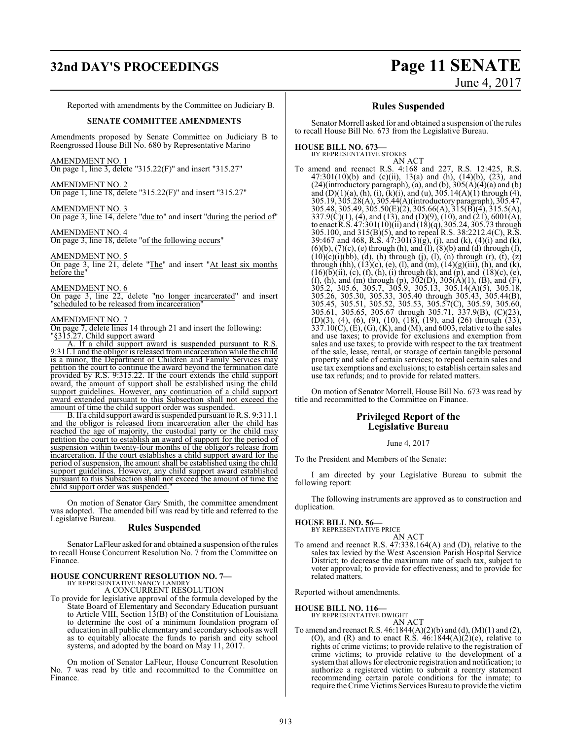Reported with amendments by the Committee on Judiciary B.

**SENATE COMMITTEE AMENDMENTS**

Amendments proposed by Senate Committee on Judiciary B to Reengrossed House Bill No. 680 by Representative Marino

AMENDMENT NO. 1
On page 1, line 3, delete "315.22(F)" and insert "315.27"

AMENDMENT NO. 2
On page 1, line 18, delete "315.22(F)" and insert "315.27"

AMENDMENT NO. 3
On page 3, line 14, delete "due to" and insert "during the period of"

AMENDMENT NO. 4
On page 3, line 18, delete "of the following occurs"

AMENDMENT NO. 5
On page 3, line 21, delete "The" and insert "At least six months before the"

AMENDMENT NO. 6
On page 3, line 22, delete "no longer incarcerated" and insert "scheduled to be released from incarceration"

AMENDMENT NO. 7
On page 7, delete lines 14 through 21 and insert the following:
"§315.27. Child support award

A. If a child support award is suspended pursuant to R.S. 9:311.1 and the obligor is released from incarceration while the child is a minor, the Department of Children and Family Services may petition the court to continue the award beyond the termination date provided by R.S. 9:315.22. If the court extends the child support award, the amount of support shall be established using the child support guidelines. However, any continuation of a child support award extended pursuant to this Subsection shall not exceed the amount of time the child support order was suspended.

B. If a child support award is suspended pursuant to R.S. 9:311.1 and the obligor is released from incarceration after the child has reached the age of majority, the custodial party or the child may petition the court to establish an award of support for the period of suspension within twenty-four months of the obligor's release from incarceration. If the court establishes a child support award for the period of suspension, the amount shall be established using the child support guidelines. However, any child support award established pursuant to this Subsection shall not exceed the amount of time the child support order was suspended."

On motion of Senator Gary Smith, the committee amendment was adopted. The amended bill was read by title and referred to the Legislative Bureau.

## Rules Suspended

Senator LaFleur asked for and obtained a suspension of the rules to recall House Concurrent Resolution No. 7 from the Committee on Finance.

**HOUSE CONCURRENT RESOLUTION NO. 7—**
BY REPRESENTATIVE NANCY LANDRY
A CONCURRENT RESOLUTION

To provide for legislative approval of the formula developed by the State Board of Elementary and Secondary Education pursuant to Article VIII, Section 13(B) of the Constitution of Louisiana to determine the cost of a minimum foundation program of education in all public elementary and secondary schools as well as to equitably allocate the funds to parish and city school systems, and adopted by the board on May 11, 2017.

On motion of Senator LaFleur, House Concurrent Resolution No. 7 was read by title and recommitted to the Committee on Finance.

## Rules Suspended

Senator Morrell asked for and obtained a suspension of the rules to recall House Bill No. 673 from the Legislative Bureau.

**HOUSE BILL NO. 673—**
BY REPRESENTATIVE STOKES
AN ACT

To amend and reenact R.S. 4:168 and 227, R.S. 12:425, R.S. 47:301(10)(b) and (c)(ii), 13(a) and (h), (14)(b), (23), and (24)(introductory paragraph), (a), and (b), 305(A)(4)(a) and (b) and (D)(1)(a), (h), (i), (k)(i), and (u), 305.14(A)(1) through (4), 305.19, 305.28(A), 305.44(A)(introductory paragraph), 305.47, 305.48, 305.49, 305.50(E)(2), 305.66(A), 315(B)(4), 315.5(A), 337.9(C)(1), (4), and (13), and (D)(9), (10), and (21), 6001(A), to enact R.S. 47:301(10)(ii) and (18)(q), 305.24, 305.73 through 305.100, and 315(B)(5), and to repeal R.S. 38:2212.4(C), R.S. 39:467 and 468, R.S. 47:301(3)(g), (j), and (k), (4)(i) and (k), (6)(b), (7)(c), (e) through (h), and (l), (8)(b) and (d) through (f), (10)(c)(i)(bb), (d), (h) through (j), (l), (n) through (r), (t), (z) through (hh), (13)(c), (e), (l), and (m), (14)(g)(iii), (h), and (k), (16)(b)(ii), (c), (f), (h), (i) through (k), and (p), and (18)(c), (e), (f), (h), and (m) through (p), 302(D), 305(A)(1), (B), and (F), 305.2, 305.6, 305.7, 305.9, 305.13, 305.14(A)(5), 305.18, 305.26, 305.30, 305.33, 305.40 through 305.43, 305.44(B), 305.45, 305.51, 305.52, 305.53, 305.57(C), 305.59, 305.60, 305.61, 305.65, 305.67 through 305.71, 337.9(B), (C)(23), (D)(3), (4), (6), (9), (10), (18), (19), and (26) through (33), 337.10(C), (E), (G), (K), and (M), and 6003, relative to the sales and use taxes; to provide for exclusions and exemption from sales and use taxes; to provide with respect to the tax treatment of the sale, lease, rental, or storage of certain tangible personal property and sale of certain services; to repeal certain sales and use tax exemptions and exclusions; to establish certain sales and use tax refunds; and to provide for related matters.

On motion of Senator Morrell, House Bill No. 673 was read by title and recommitted to the Committee on Finance.

## Privileged Report of the Legislative Bureau

June 4, 2017

To the President and Members of the Senate:

I am directed by your Legislative Bureau to submit the following report:

The following instruments are approved as to construction and duplication.

**HOUSE BILL NO. 56—**
BY REPRESENTATIVE PRICE
AN ACT

To amend and reenact R.S. 47:338.164(A) and (D), relative to the sales tax levied by the West Ascension Parish Hospital Service District; to decrease the maximum rate of such tax, subject to voter approval; to provide for effectiveness; and to provide for related matters.

Reported without amendments.

**HOUSE BILL NO. 116—**
BY REPRESENTATIVE DWIGHT
AN ACT

To amend and reenact R.S. 46:1844(A)(2)(b) and (d), (M)(1) and (2), (O), and (R) and to enact R.S. 46:1844(A)(2)(e), relative to rights of crime victims; to provide relative to the registration of crime victims; to provide relative to the development of a system that allows for electronic registration and notification; to authorize a registered victim to submit a reentry statement recommending certain parole conditions for the inmate; to require the Crime Victims Services Bureau to provide the victim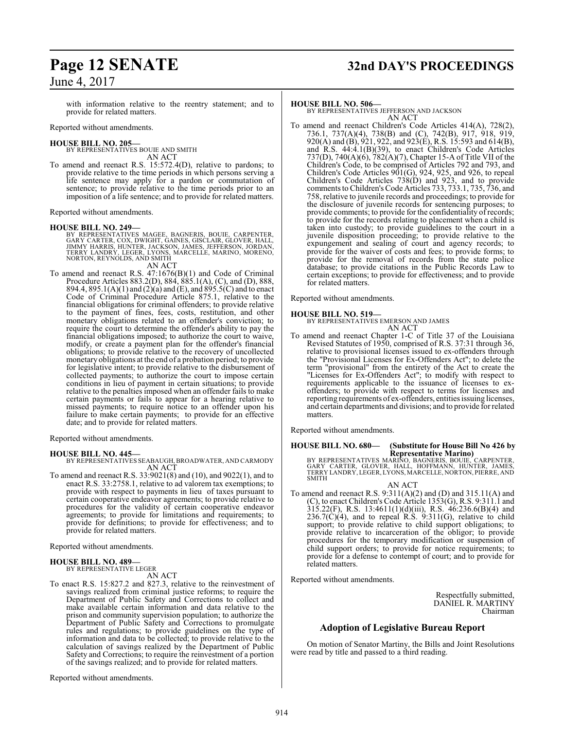with information relative to the reentry statement; and to provide for related matters.

Reported without amendments.

**HOUSE BILL NO. 205—**
BY REPRESENTATIVES BOUIE AND SMITH
AN ACT

To amend and reenact R.S. 15:572.4(D), relative to pardons; to provide relative to the time periods in which persons serving a life sentence may apply for a pardon or commutation of sentence; to provide relative to the time periods prior to an imposition of a life sentence; and to provide for related matters.

Reported without amendments.

**HOUSE BILL NO. 249—**
BY REPRESENTATIVES MAGEE, BAGNERIS, BOUIE, CARPENTER, GARY CARTER, COX, DWIGHT, GAINES, GISCLAIR, GLOVER, HALL, JIMMY HARRIS, HUNTER, JACKSON, JAMES, JEFFERSON, JORDAN, TERRY LANDRY, LEGER, LYONS, MARCELLE, MARINO, MORENO, NORTON, REYNOLDS, AND SMITH
AN ACT

To amend and reenact R.S. 47:1676(B)(1) and Code of Criminal Procedure Articles 883.2(D), 884, 885.1(A), (C), and (D), 888, 894.4, 895.1(A)(1) and (2)(a) and (E), and 895.5(C) and to enact Code of Criminal Procedure Article 875.1, relative to the financial obligations for criminal offenders; to provide relative to the payment of fines, fees, costs, restitution, and other monetary obligations related to an offender's conviction; to require the court to determine the offender's ability to pay the financial obligations imposed; to authorize the court to waive, modify, or create a payment plan for the offender's financial obligations; to provide relative to the recovery of uncollected monetary obligations at the end of a probation period; to provide for legislative intent; to provide relative to the disbursement of collected payments; to authorize the court to impose certain conditions in lieu of payment in certain situations; to provide relative to the penalties imposed when an offender fails to make certain payments or fails to appear for a hearing relative to missed payments; to require notice to an offender upon his failure to make certain payments; to provide for an effective date; and to provide for related matters.

Reported without amendments.

**HOUSE BILL NO. 445—**
BY REPRESENTATIVES SEABAUGH, BROADWATER, AND CARMODY
AN ACT

To amend and reenact R.S. 33:9021(8) and (10), and 9022(1), and to enact R.S. 33:2758.1, relative to ad valorem tax exemptions; to provide with respect to payments in lieu of taxes pursuant to certain cooperative endeavor agreements; to provide relative to procedures for the validity of certain cooperative endeavor agreements; to provide for limitations and requirements; to provide for definitions; to provide for effectiveness; and to provide for related matters.

Reported without amendments.

**HOUSE BILL NO. 489—**
BY REPRESENTATIVE LEGER
AN ACT

To enact R.S. 15:827.2 and 827.3, relative to the reinvestment of savings realized from criminal justice reforms; to require the Department of Public Safety and Corrections to collect and make available certain information and data relative to the prison and community supervision population; to authorize the Department of Public Safety and Corrections to promulgate rules and regulations; to provide guidelines on the type of information and data to be collected; to provide relative to the calculation of savings realized by the Department of Public Safety and Corrections; to require the reinvestment of a portion of the savings realized; and to provide for related matters.

Reported without amendments.

**HOUSE BILL NO. 506—**
BY REPRESENTATIVES JEFFERSON AND JACKSON
AN ACT

To amend and reenact Children's Code Articles 414(A), 728(2), 736.1, 737(A)(4), 738(B) and (C), 742(B), 917, 918, 919, 920(A) and (B), 921, 922, and 923(E), R.S. 15:593 and 614(B), and R.S. 44:4.1(B)(39), to enact Children's Code Articles 737(D), 740(A)(6), 782(A)(7), Chapter 15-A of Title VII of the Children's Code, to be comprised of Articles 792 and 793, and Children's Code Articles 901(G), 924, 925, and 926, to repeal Children's Code Articles 738(D) and 923, and to provide comments to Children's Code Articles 733, 733.1, 735, 736, and 758, relative to juvenile records and proceedings; to provide for the disclosure of juvenile records for sentencing purposes; to provide comments; to provide for the confidentiality of records; to provide for the records relating to placement when a child is taken into custody; to provide guidelines to the court in a juvenile disposition proceeding; to provide relative to the expungement and sealing of court and agency records; to provide for the waiver of costs and fees; to provide forms; to provide for the removal of records from the state police database; to provide citations in the Public Records Law to certain exceptions; to provide for effectiveness; and to provide for related matters.

Reported without amendments.

**HOUSE BILL NO. 519—**
BY REPRESENTATIVES EMERSON AND JAMES
AN ACT

To amend and reenact Chapter 1-C of Title 37 of the Louisiana Revised Statutes of 1950, comprised of R.S. 37:31 through 36, relative to provisional licenses issued to ex-offenders through the "Provisional Licenses for Ex-Offenders Act"; to delete the term "provisional" from the entirety of the Act to create the "Licenses for Ex-Offenders Act"; to modify with respect to requirements applicable to the issuance of licenses to ex-offenders; to provide with respect to terms for licenses and reporting requirements of ex-offenders, entities issuing licenses, and certain departments and divisions; and to provide for related matters.

Reported without amendments.

**HOUSE BILL NO. 680— (Substitute for House Bill No 426 by Representative Marino)**
BY REPRESENTATIVES MARINO, BAGNERIS, BOUIE, CARPENTER, GARY CARTER, GLOVER, HALL, HOFFMANN, HUNTER, JAMES, TERRY LANDRY, LEGER, LYONS, MARCELLE, NORTON, PIERRE, AND SMITH
AN ACT

To amend and reenact R.S. 9:311(A)(2) and (D) and 315.11(A) and (C), to enact Children's Code Article 1353(G), R.S. 9:311.1 and 315.22(F), R.S. 13:4611(1)(d)(iii), R.S. 46:236.6(B)(4) and 236.7(C)(4), and to repeal R.S. 9:311(G), relative to child support; to provide relative to child support obligations; to provide relative to incarceration of the obligor; to provide procedures for the temporary modification or suspension of child support orders; to provide for notice requirements; to provide for a defense to contempt of court; and to provide for related matters.

Reported without amendments.

Respectfully submitted,
DANIEL R. MARTINY
Chairman

## Adoption of Legislative Bureau Report

On motion of Senator Martiny, the Bills and Joint Resolutions were read by title and passed to a third reading.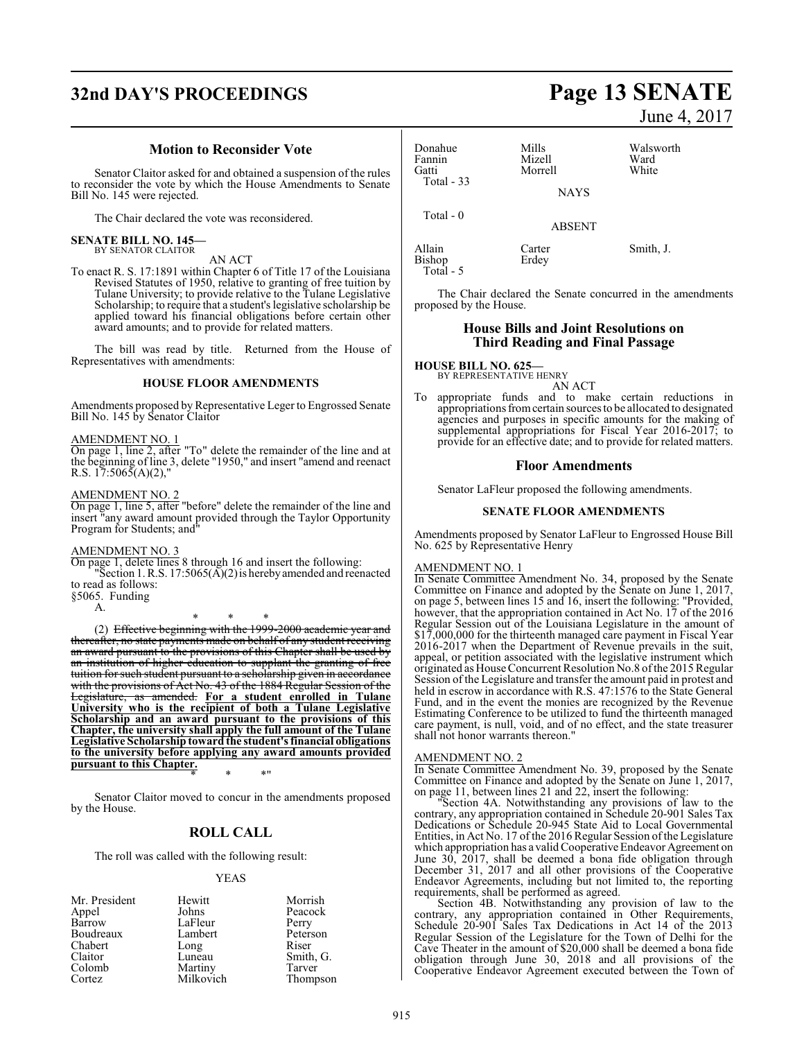## Motion to Reconsider Vote

Senator Claitor asked for and obtained a suspension of the rules to reconsider the vote by which the House Amendments to Senate Bill No. 145 were rejected.

The Chair declared the vote was reconsidered.

**SENATE BILL NO. 145—**
BY SENATOR CLAITOR

AN ACT

To enact R. S. 17:1891 within Chapter 6 of Title 17 of the Louisiana Revised Statutes of 1950, relative to granting of free tuition by Tulane University; to provide relative to the Tulane Legislative Scholarship; to require that a student's legislative scholarship be applied toward his financial obligations before certain other award amounts; and to provide for related matters.

The bill was read by title. Returned from the House of Representatives with amendments:

### HOUSE FLOOR AMENDMENTS

Amendments proposed by Representative Leger to Engrossed Senate Bill No. 145 by Senator Claitor

AMENDMENT NO. 1

On page 1, line 2, after "To" delete the remainder of the line and at the beginning of line 3, delete "1950," and insert "amend and reenact R.S. 17:5065(A)(2),"

AMENDMENT NO. 2

On page 1, line 5, after "before" delete the remainder of the line and insert "any award amount provided through the Taylor Opportunity Program for Students; and"

AMENDMENT NO. 3

On page 1, delete lines 8 through 16 and insert the following:

"Section 1. R.S. 17:5065(A)(2) is hereby amended and reenacted to read as follows:

§5065. Funding

A.

\* \* \*

(2) ~~Effective beginning with the 1999-2000 academic year and thereafter, no state payments made on behalf of any student receiving an award pursuant to the provisions of this Chapter shall be used by an institution of higher education to supplant the granting of free tuition for such student pursuant to a scholarship given in accordance with the provisions of Act No. 43 of the 1884 Regular Session of the Legislature, as amended.~~ **<u>For a student enrolled in Tulane University who is the recipient of both a Tulane Legislative Scholarship and an award pursuant to the provisions of this Chapter, the university shall apply the full amount of the Tulane Legislative Scholarship toward the student's financial obligations to the university before applying any award amounts provided pursuant to this Chapter.</u>**

\* \* \*"

Senator Claitor moved to concur in the amendments proposed by the House.

## ROLL CALL

The roll was called with the following result:

YEAS

| | | |
|---|---|---|
| Mr. President | Hewitt | Morrish |
| Appel | Johns | Peacock |
| Barrow | LaFleur | Perry |
| Boudreaux | Lambert | Peterson |
| Chabert | Long | Riser |
| Claitor | Luneau | Smith, G. |
| Colomb | Martiny | Tarver |
| Cortez | Milkovich | Thompson |
| Donahue | Mills | Walsworth |
| Fannin | Mizell | Ward |
| Gatti | Morrell | White |

Total - 33

NAYS

Total - 0

ABSENT

| | | |
|---|---|---|
| Allain | Carter | Smith, J. |
| Bishop | Erdey | |

Total - 5

The Chair declared the Senate concurred in the amendments proposed by the House.

## House Bills and Joint Resolutions on Third Reading and Final Passage

**HOUSE BILL NO. 625—**
BY REPRESENTATIVE HENRY

AN ACT

To appropriate funds and to make certain reductions in appropriations from certain sources to be allocated to designated agencies and purposes in specific amounts for the making of supplemental appropriations for Fiscal Year 2016-2017; to provide for an effective date; and to provide for related matters.

### Floor Amendments

Senator LaFleur proposed the following amendments.

### SENATE FLOOR AMENDMENTS

Amendments proposed by Senator LaFleur to Engrossed House Bill No. 625 by Representative Henry

AMENDMENT NO. 1

In Senate Committee Amendment No. 34, proposed by the Senate Committee on Finance and adopted by the Senate on June 1, 2017, on page 5, between lines 15 and 16, insert the following: "Provided, however, that the appropriation contained in Act No. 17 of the 2016 Regular Session out of the Louisiana Legislature in the amount of $17,000,000 for the thirteenth managed care payment in Fiscal Year 2016-2017 when the Department of Revenue prevails in the suit, appeal, or petition associated with the legislative instrument which originated as House Concurrent Resolution No.8 of the 2015 Regular Session of the Legislature and transfer the amount paid in protest and held in escrow in accordance with R.S. 47:1576 to the State General Fund, and in the event the monies are recognized by the Revenue Estimating Conference to be utilized to fund the thirteenth managed care payment, is null, void, and of no effect, and the state treasurer shall not honor warrants thereon."

AMENDMENT NO. 2

In Senate Committee Amendment No. 39, proposed by the Senate Committee on Finance and adopted by the Senate on June 1, 2017, on page 11, between lines 21 and 22, insert the following:

"Section 4A. Notwithstanding any provisions of law to the contrary, any appropriation contained in Schedule 20-901 Sales Tax Dedications or Schedule 20-945 State Aid to Local Governmental Entities, in Act No. 17 of the 2016 Regular Session of the Legislature which appropriation has a valid Cooperative Endeavor Agreement on June 30, 2017, shall be deemed a bona fide obligation through December 31, 2017 and all other provisions of the Cooperative Endeavor Agreements, including but not limited to, the reporting requirements, shall be performed as agreed.

Section 4B. Notwithstanding any provision of law to the contrary, any appropriation contained in Other Requirements, Schedule 20-901 Sales Tax Dedications in Act 14 of the 2013 Regular Session of the Legislature for the Town of Delhi for the Cave Theater in the amount of $20,000 shall be deemed a bona fide obligation through June 30, 2018 and all provisions of the Cooperative Endeavor Agreement executed between the Town of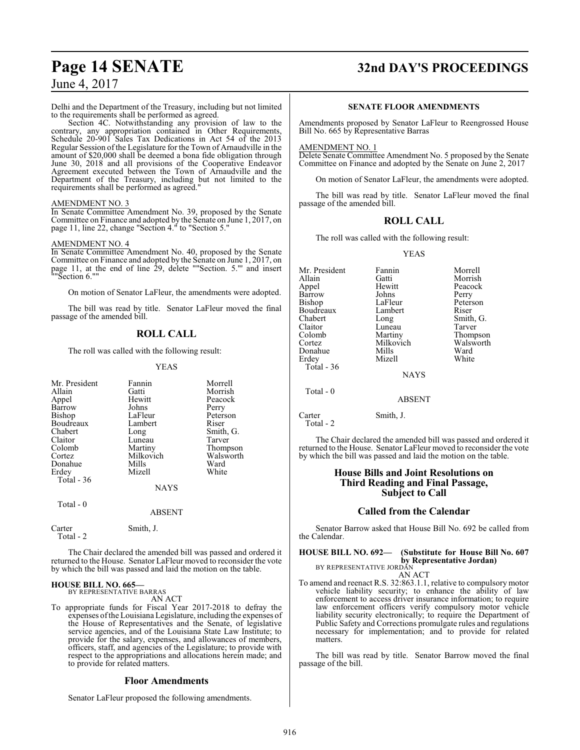Delhi and the Department of the Treasury, including but not limited to the requirements shall be performed as agreed.

Section 4C. Notwithstanding any provision of law to the contrary, any appropriation contained in Other Requirements, Schedule 20-901 Sales Tax Dedications in Act 54 of the 2013 Regular Session of the Legislature for the Town of Arnaudville in the amount of $20,000 shall be deemed a bona fide obligation through June 30, 2018 and all provisions of the Cooperative Endeavor Agreement executed between the Town of Arnaudville and the Department of the Treasury, including but not limited to the requirements shall be performed as agreed."

AMENDMENT NO. 3

In Senate Committee Amendment No. 39, proposed by the Senate Committee on Finance and adopted by the Senate on June 1, 2017, on page 11, line 22, change "Section 4." to "Section 5."

AMENDMENT NO. 4

In Senate Committee Amendment No. 40, proposed by the Senate Committee on Finance and adopted by the Senate on June 1, 2017, on page 11, at the end of line 29, delete ""Section. 5."' and insert ""Section 6.""

On motion of Senator LaFleur, the amendments were adopted.

The bill was read by title. Senator LaFleur moved the final passage of the amended bill.

## ROLL CALL

The roll was called with the following result:

YEAS

| | | |
|---|---|---|
| Mr. President | Fannin | Morrell |
| Allain | Gatti | Morrish |
| Appel | Hewitt | Peacock |
| Barrow | Johns | Perry |
| Bishop | LaFleur | Peterson |
| Boudreaux | Lambert | Riser |
| Chabert | Long | Smith, G. |
| Claitor | Luneau | Tarver |
| Colomb | Martiny | Thompson |
| Cortez | Milkovich | Walsworth |
| Donahue | Mills | Ward |
| Erdey | Mizell | White |
| Total - 36 | | |

NAYS

Total - 0

ABSENT

| | |
|---|---|
| Carter | Smith, J. |
| Total - 2 | |

The Chair declared the amended bill was passed and ordered it returned to the House. Senator LaFleur moved to reconsider the vote by which the bill was passed and laid the motion on the table.

**HOUSE BILL NO. 665—**
BY REPRESENTATIVE BARRAS
AN ACT

To appropriate funds for Fiscal Year 2017-2018 to defray the expenses of the Louisiana Legislature, including the expenses of the House of Representatives and the Senate, of legislative service agencies, and of the Louisiana State Law Institute; to provide for the salary, expenses, and allowances of members, officers, staff, and agencies of the Legislature; to provide with respect to the appropriations and allocations herein made; and to provide for related matters.

## Floor Amendments

Senator LaFleur proposed the following amendments.

**SENATE FLOOR AMENDMENTS**

Amendments proposed by Senator LaFleur to Reengrossed House Bill No. 665 by Representative Barras

AMENDMENT NO. 1

Delete Senate Committee Amendment No. 5 proposed by the Senate Committee on Finance and adopted by the Senate on June 2, 2017

On motion of Senator LaFleur, the amendments were adopted.

The bill was read by title. Senator LaFleur moved the final passage of the amended bill.

## ROLL CALL

The roll was called with the following result:

YEAS

| | | |
|---|---|---|
| Mr. President | Fannin | Morrell |
| Allain | Gatti | Morrish |
| Appel | Hewitt | Peacock |
| Barrow | Johns | Perry |
| Bishop | LaFleur | Peterson |
| Boudreaux | Lambert | Riser |
| Chabert | Long | Smith, G. |
| Claitor | Luneau | Tarver |
| Colomb | Martiny | Thompson |
| Cortez | Milkovich | Walsworth |
| Donahue | Mills | Ward |
| Erdey | Mizell | White |
| Total - 36 | | |

NAYS

Total - 0

ABSENT

| | |
|---|---|
| Carter | Smith, J. |
| Total - 2 | |

The Chair declared the amended bill was passed and ordered it returned to the House. Senator LaFleur moved to reconsider the vote by which the bill was passed and laid the motion on the table.

## House Bills and Joint Resolutions on Third Reading and Final Passage, Subject to Call

## Called from the Calendar

Senator Barrow asked that House Bill No. 692 be called from the Calendar.

**HOUSE BILL NO. 692— (Substitute for House Bill No. 607 by Representative Jordan)**
BY REPRESENTATIVE JORDAN
AN ACT

To amend and reenact R.S. 32:863.1.1, relative to compulsory motor vehicle liability security; to enhance the ability of law enforcement to access driver insurance information; to require law enforcement officers verify compulsory motor vehicle liability security electronically; to require the Department of Public Safety and Corrections promulgate rules and regulations necessary for implementation; and to provide for related matters.

The bill was read by title. Senator Barrow moved the final passage of the bill.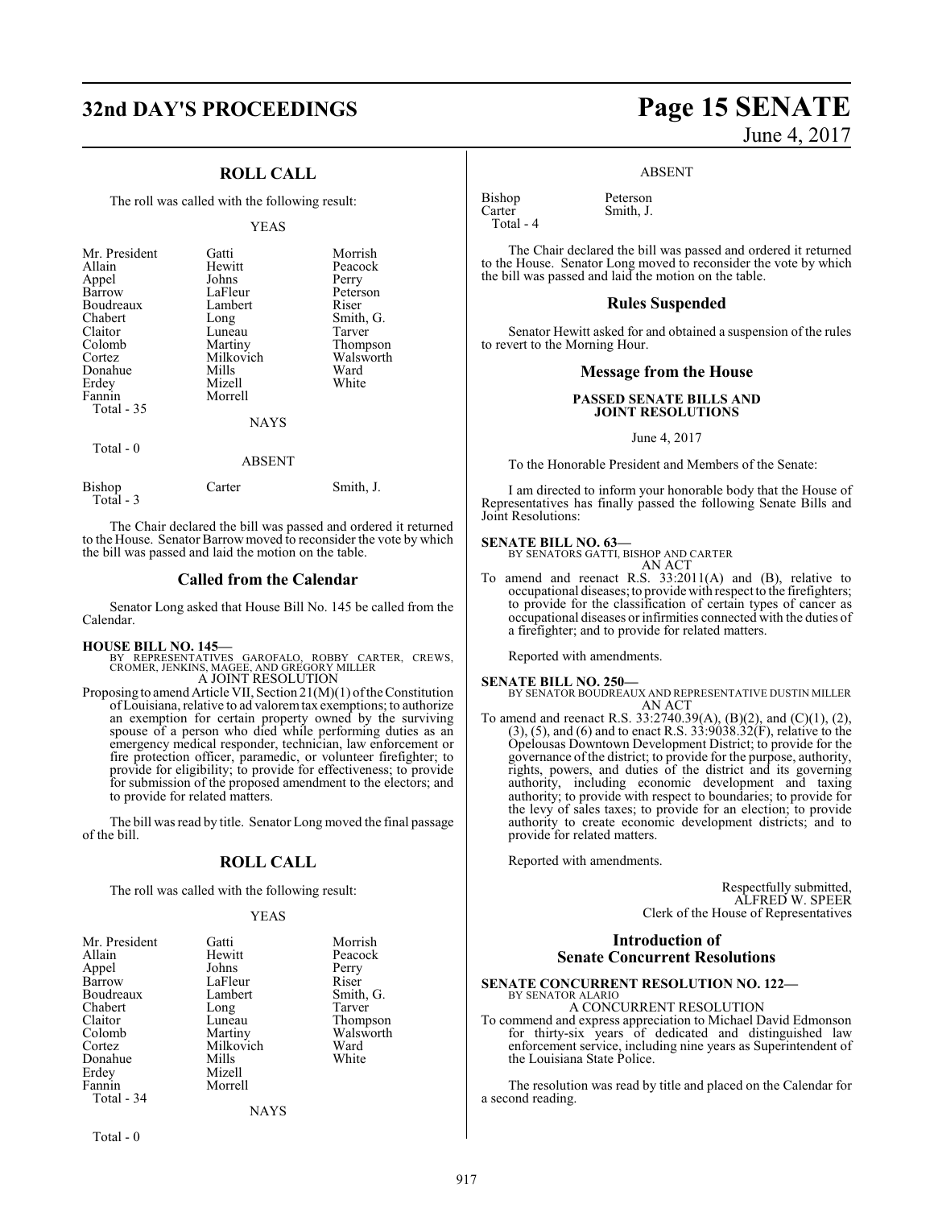## ROLL CALL

The roll was called with the following result:

YEAS

| | | |
|---|---|---|
| Mr. President | Gatti | Morrish |
| Allain | Hewitt | Peacock |
| Appel | Johns | Perry |
| Barrow | LaFleur | Peterson |
| Boudreaux | Lambert | Riser |
| Chabert | Long | Smith, G. |
| Claitor | Luneau | Tarver |
| Colomb | Martiny | Thompson |
| Cortez | Milkovich | Walsworth |
| Donahue | Mills | Ward |
| Erdey | Mizell | White |
| Fannin | Morrell | |

Total - 35

NAYS

Total - 0

ABSENT

| | | |
|---|---|---|
| Bishop | Carter | Smith, J. |

Total - 3

The Chair declared the bill was passed and ordered it returned to the House. Senator Barrow moved to reconsider the vote by which the bill was passed and laid the motion on the table.

## Called from the Calendar

Senator Long asked that House Bill No. 145 be called from the Calendar.

**HOUSE BILL NO. 145—**
BY REPRESENTATIVES GAROFALO, ROBBY CARTER, CREWS, CROMER, JENKINS, MAGEE, AND GREGORY MILLER
A JOINT RESOLUTION

Proposing to amend Article VII, Section 21(M)(1) of the Constitution of Louisiana, relative to ad valorem tax exemptions; to authorize an exemption for certain property owned by the surviving spouse of a person who died while performing duties as an emergency medical responder, technician, law enforcement or fire protection officer, paramedic, or volunteer firefighter; to provide for eligibility; to provide for effectiveness; to provide for submission of the proposed amendment to the electors; and to provide for related matters.

The bill was read by title. Senator Long moved the final passage of the bill.

## ROLL CALL

The roll was called with the following result:

YEAS

| | | |
|---|---|---|
| Mr. President | Gatti | Morrish |
| Allain | Hewitt | Peacock |
| Appel | Johns | Perry |
| Barrow | LaFleur | Riser |
| Boudreaux | Lambert | Smith, G. |
| Chabert | Long | Tarver |
| Claitor | Luneau | Thompson |
| Colomb | Martiny | Walsworth |
| Cortez | Milkovich | Ward |
| Donahue | Mills | White |
| Erdey | Mizell | |
| Fannin | Morrell | |

Total - 34

NAYS

Total - 0

ABSENT

| | |
|---|---|
| Bishop | Peterson |
| Carter | Smith, J. |

Total - 4

The Chair declared the bill was passed and ordered it returned to the House. Senator Long moved to reconsider the vote by which the bill was passed and laid the motion on the table.

## Rules Suspended

Senator Hewitt asked for and obtained a suspension of the rules to revert to the Morning Hour.

## Message from the House

**PASSED SENATE BILLS AND JOINT RESOLUTIONS**

June 4, 2017

To the Honorable President and Members of the Senate:

I am directed to inform your honorable body that the House of Representatives has finally passed the following Senate Bills and Joint Resolutions:

**SENATE BILL NO. 63—**
BY SENATORS GATTI, BISHOP AND CARTER
AN ACT

To amend and reenact R.S. 33:2011(A) and (B), relative to occupational diseases; to provide with respect to the firefighters; to provide for the classification of certain types of cancer as occupational diseases or infirmities connected with the duties of a firefighter; and to provide for related matters.

Reported with amendments.

**SENATE BILL NO. 250—**
BY SENATOR BOUDREAUX AND REPRESENTATIVE DUSTIN MILLER
AN ACT

To amend and reenact R.S. 33:2740.39(A), (B)(2), and (C)(1), (2), (3), (5), and (6) and to enact R.S. 33:9038.32(F), relative to the Opelousas Downtown Development District; to provide for the governance of the district; to provide for the purpose, authority, rights, powers, and duties of the district and its governing authority, including economic development and taxing authority; to provide with respect to boundaries; to provide for the levy of sales taxes; to provide for an election; to provide authority to create economic development districts; and to provide for related matters.

Reported with amendments.

Respectfully submitted,
ALFRED W. SPEER
Clerk of the House of Representatives

## Introduction of Senate Concurrent Resolutions

**SENATE CONCURRENT RESOLUTION NO. 122—**
BY SENATOR ALARIO
A CONCURRENT RESOLUTION

To commend and express appreciation to Michael David Edmonson for thirty-six years of dedicated and distinguished law enforcement service, including nine years as Superintendent of the Louisiana State Police.

The resolution was read by title and placed on the Calendar for a second reading.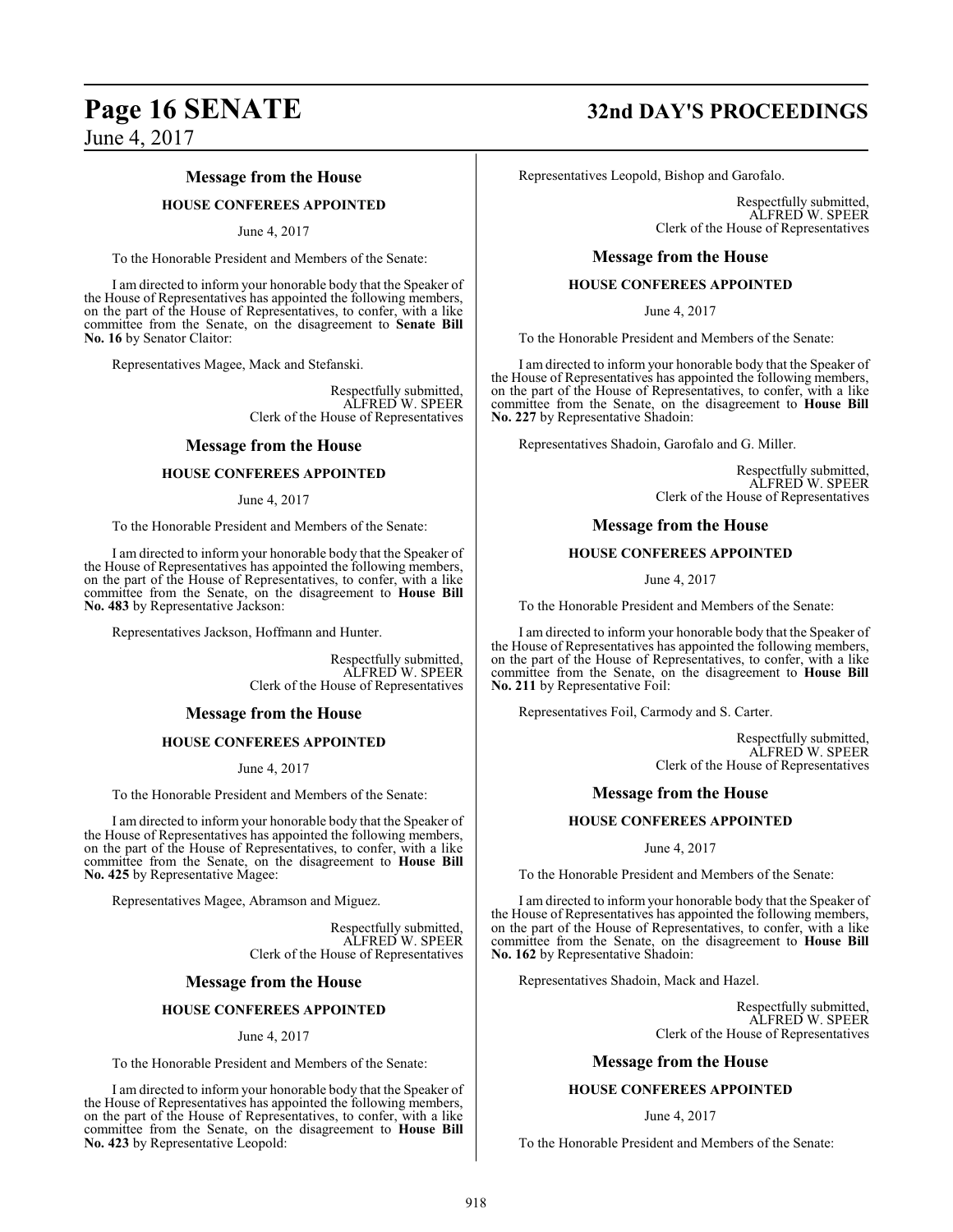## Message from the House

### HOUSE CONFEREES APPOINTED

June 4, 2017

To the Honorable President and Members of the Senate:

I am directed to inform your honorable body that the Speaker of the House of Representatives has appointed the following members, on the part of the House of Representatives, to confer, with a like committee from the Senate, on the disagreement to **Senate Bill No. 16** by Senator Claitor:

Representatives Magee, Mack and Stefanski.

Respectfully submitted,
ALFRED W. SPEER
Clerk of the House of Representatives

## Message from the House

### HOUSE CONFEREES APPOINTED

June 4, 2017

To the Honorable President and Members of the Senate:

I am directed to inform your honorable body that the Speaker of the House of Representatives has appointed the following members, on the part of the House of Representatives, to confer, with a like committee from the Senate, on the disagreement to **House Bill No. 483** by Representative Jackson:

Representatives Jackson, Hoffmann and Hunter.

Respectfully submitted,
ALFRED W. SPEER
Clerk of the House of Representatives

## Message from the House

### HOUSE CONFEREES APPOINTED

June 4, 2017

To the Honorable President and Members of the Senate:

I am directed to inform your honorable body that the Speaker of the House of Representatives has appointed the following members, on the part of the House of Representatives, to confer, with a like committee from the Senate, on the disagreement to **House Bill No. 425** by Representative Magee:

Representatives Magee, Abramson and Miguez.

Respectfully submitted,
ALFRED W. SPEER
Clerk of the House of Representatives

## Message from the House

### HOUSE CONFEREES APPOINTED

June 4, 2017

To the Honorable President and Members of the Senate:

I am directed to inform your honorable body that the Speaker of the House of Representatives has appointed the following members, on the part of the House of Representatives, to confer, with a like committee from the Senate, on the disagreement to **House Bill No. 423** by Representative Leopold:

Representatives Leopold, Bishop and Garofalo.

Respectfully submitted,
ALFRED W. SPEER
Clerk of the House of Representatives

## Message from the House

### HOUSE CONFEREES APPOINTED

June 4, 2017

To the Honorable President and Members of the Senate:

I am directed to inform your honorable body that the Speaker of the House of Representatives has appointed the following members, on the part of the House of Representatives, to confer, with a like committee from the Senate, on the disagreement to **House Bill No. 227** by Representative Shadoin:

Representatives Shadoin, Garofalo and G. Miller.

Respectfully submitted,
ALFRED W. SPEER
Clerk of the House of Representatives

## Message from the House

### HOUSE CONFEREES APPOINTED

June 4, 2017

To the Honorable President and Members of the Senate:

I am directed to inform your honorable body that the Speaker of the House of Representatives has appointed the following members, on the part of the House of Representatives, to confer, with a like committee from the Senate, on the disagreement to **House Bill No. 211** by Representative Foil:

Representatives Foil, Carmody and S. Carter.

Respectfully submitted,
ALFRED W. SPEER
Clerk of the House of Representatives

## Message from the House

### HOUSE CONFEREES APPOINTED

June 4, 2017

To the Honorable President and Members of the Senate:

I am directed to inform your honorable body that the Speaker of the House of Representatives has appointed the following members, on the part of the House of Representatives, to confer, with a like committee from the Senate, on the disagreement to **House Bill No. 162** by Representative Shadoin:

Representatives Shadoin, Mack and Hazel.

Respectfully submitted,
ALFRED W. SPEER
Clerk of the House of Representatives

## Message from the House

### HOUSE CONFEREES APPOINTED

June 4, 2017

To the Honorable President and Members of the Senate: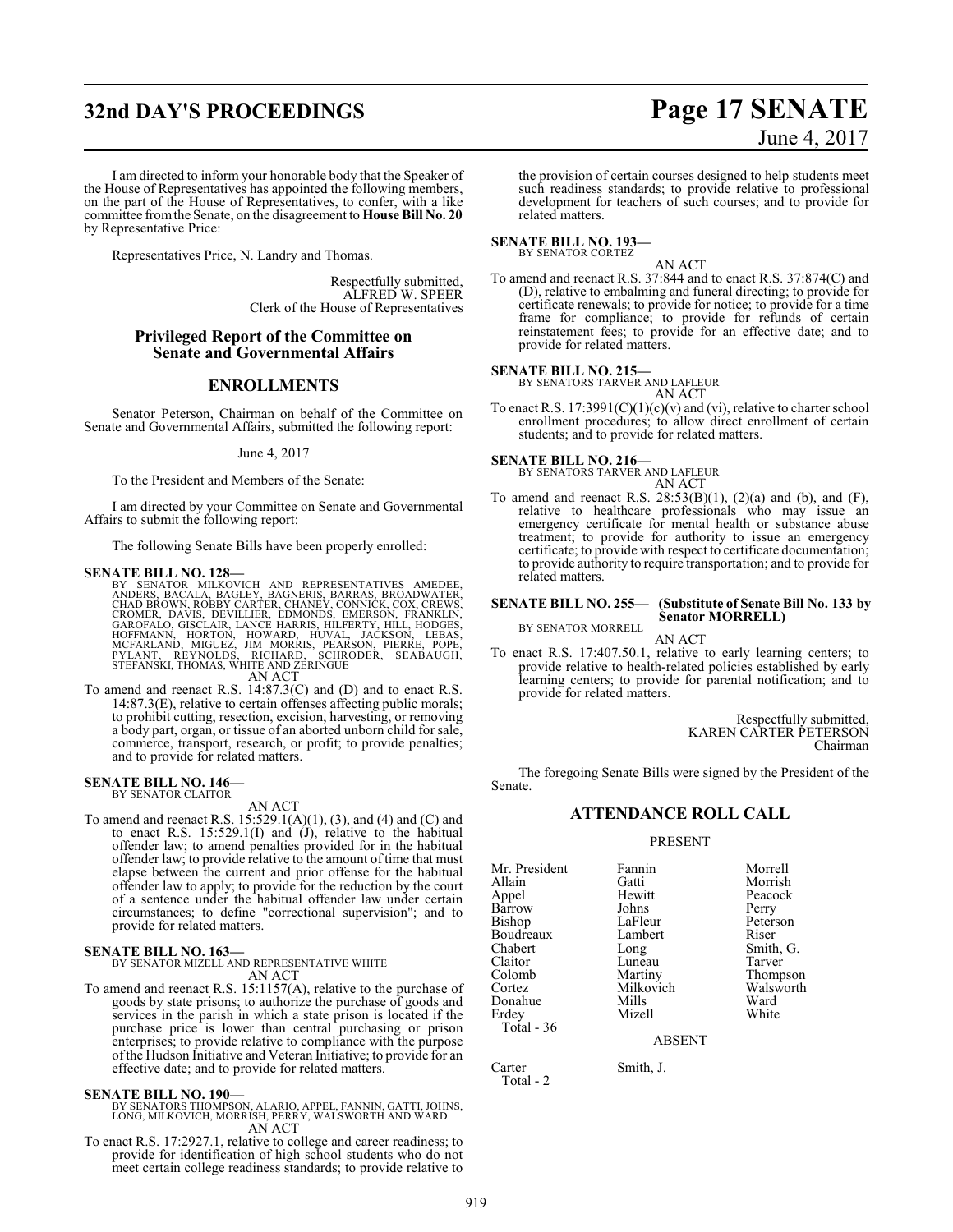I am directed to inform your honorable body that the Speaker of the House of Representatives has appointed the following members, on the part of the House of Representatives, to confer, with a like committee from the Senate, on the disagreement to **House Bill No. 20** by Representative Price:

Representatives Price, N. Landry and Thomas.

Respectfully submitted,
ALFRED W. SPEER
Clerk of the House of Representatives

## Privileged Report of the Committee on Senate and Governmental Affairs

## ENROLLMENTS

Senator Peterson, Chairman on behalf of the Committee on Senate and Governmental Affairs, submitted the following report:

June 4, 2017

To the President and Members of the Senate:

I am directed by your Committee on Senate and Governmental Affairs to submit the following report:

The following Senate Bills have been properly enrolled:

**SENATE BILL NO. 128—**
BY SENATOR MILKOVICH AND REPRESENTATIVES AMEDEE, ANDERS, BACALA, BAGLEY, BAGNERIS, BARRAS, BROADWATER, CHAD BROWN, ROBBY CARTER, CHANEY, CONNICK, COX, CREWS, CROMER, DAVIS, DEVILLIER, EDMONDS, EMERSON, FRANKLIN, GAROFALO, GISCLAIR, LANCE HARRIS, HILFERTY, HILL, HODGES, HOFFMANN, HORTON, HOWARD, HUVAL, JACKSON, LEBAS, MCFARLAND, MIGUEZ, JIM MORRIS, PEARSON, PIERRE, POPE, PYLANT, REYNOLDS, RICHARD, SCHRODER, SEABAUGH, STEFANSKI, THOMAS, WHITE AND ZERINGUE
AN ACT

To amend and reenact R.S. 14:87.3(C) and (D) and to enact R.S. 14:87.3(E), relative to certain offenses affecting public morals; to prohibit cutting, resection, excision, harvesting, or removing a body part, organ, or tissue of an aborted unborn child for sale, commerce, transport, research, or profit; to provide penalties; and to provide for related matters.

**SENATE BILL NO. 146—**
BY SENATOR CLAITOR
AN ACT

To amend and reenact R.S. 15:529.1(A)(1), (3), and (4) and (C) and to enact R.S. 15:529.1(I) and (J), relative to the habitual offender law; to amend penalties provided for in the habitual offender law; to provide relative to the amount of time that must elapse between the current and prior offense for the habitual offender law to apply; to provide for the reduction by the court of a sentence under the habitual offender law under certain circumstances; to define "correctional supervision"; and to provide for related matters.

**SENATE BILL NO. 163—**
BY SENATOR MIZELL AND REPRESENTATIVE WHITE
AN ACT

To amend and reenact R.S. 15:1157(A), relative to the purchase of goods by state prisons; to authorize the purchase of goods and services in the parish in which a state prison is located if the purchase price is lower than central purchasing or prison enterprises; to provide relative to compliance with the purpose of the Hudson Initiative and Veteran Initiative; to provide for an effective date; and to provide for related matters.

**SENATE BILL NO. 190—**
BY SENATORS THOMPSON, ALARIO, APPEL, FANNIN, GATTI, JOHNS, LONG, MILKOVICH, MORRISH, PERRY, WALSWORTH AND WARD
AN ACT

To enact R.S. 17:2927.1, relative to college and career readiness; to provide for identification of high school students who do not meet certain college readiness standards; to provide relative to the provision of certain courses designed to help students meet such readiness standards; to provide relative to professional development for teachers of such courses; and to provide for related matters.

**SENATE BILL NO. 193—**
BY SENATOR CORTEZ
AN ACT

To amend and reenact R.S. 37:844 and to enact R.S. 37:874(C) and (D), relative to embalming and funeral directing; to provide for certificate renewals; to provide for notice; to provide for a time frame for compliance; to provide for refunds of certain reinstatement fees; to provide for an effective date; and to provide for related matters.

**SENATE BILL NO. 215—**
BY SENATORS TARVER AND LAFLEUR
AN ACT

To enact R.S. 17:3991(C)(1)(c)(v) and (vi), relative to charter school enrollment procedures; to allow direct enrollment of certain students; and to provide for related matters.

**SENATE BILL NO. 216—**
BY SENATORS TARVER AND LAFLEUR
AN ACT

To amend and reenact R.S. 28:53(B)(1), (2)(a) and (b), and (F), relative to healthcare professionals who may issue an emergency certificate for mental health or substance abuse treatment; to provide for authority to issue an emergency certificate; to provide with respect to certificate documentation; to provide authority to require transportation; and to provide for related matters.

**SENATE BILL NO. 255— (Substitute of Senate Bill No. 133 by Senator MORRELL)**
BY SENATOR MORRELL
AN ACT

To enact R.S. 17:407.50.1, relative to early learning centers; to provide relative to health-related policies established by early learning centers; to provide for parental notification; and to provide for related matters.

Respectfully submitted,
KAREN CARTER PETERSON
Chairman

The foregoing Senate Bills were signed by the President of the Senate.

## ATTENDANCE ROLL CALL

PRESENT

| | | |
|---|---|---|
| Mr. President | Fannin | Morrell |
| Allain | Gatti | Morrish |
| Appel | Hewitt | Peacock |
| Barrow | Johns | Perry |
| Bishop | LaFleur | Peterson |
| Boudreaux | Lambert | Riser |
| Chabert | Long | Smith, G. |
| Claitor | Luneau | Tarver |
| Colomb | Martiny | Thompson |
| Cortez | Milkovich | Walsworth |
| Donahue | Mills | Ward |
| Erdey | Mizell | White |
| Total - 36 | | |

ABSENT

| | |
|---|---|
| Carter | Smith, J. |
| Total - 2 | |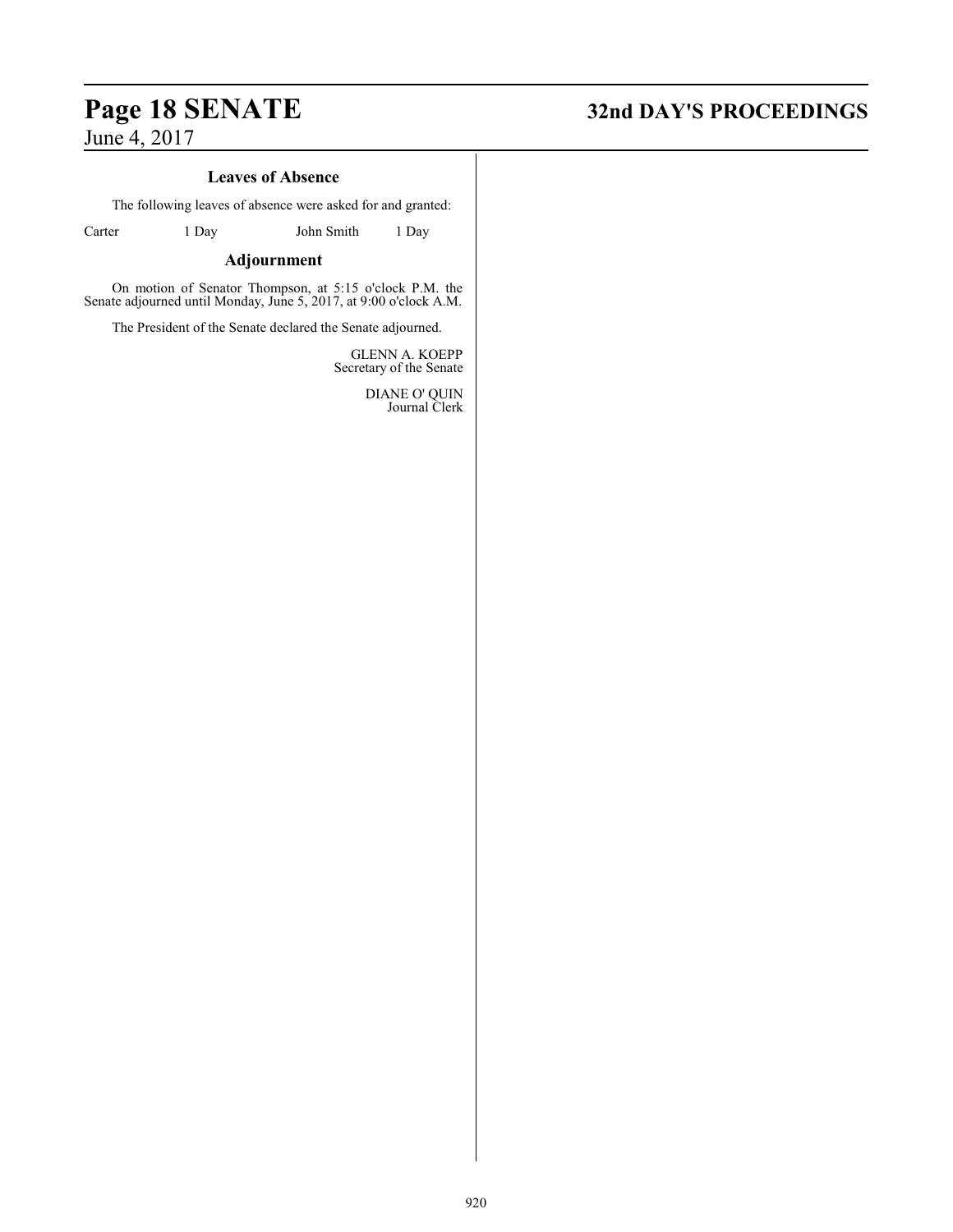### Leaves of Absence

The following leaves of absence were asked for and granted:

| | | | |
|---|---|---|---|
| Carter | 1 Day | John Smith | 1 Day |

### Adjournment

On motion of Senator Thompson, at 5:15 o'clock P.M. the Senate adjourned until Monday, June 5, 2017, at 9:00 o'clock A.M.

The President of the Senate declared the Senate adjourned.

GLENN A. KOEPP
Secretary of the Senate

DIANE O' QUIN
Journal Clerk